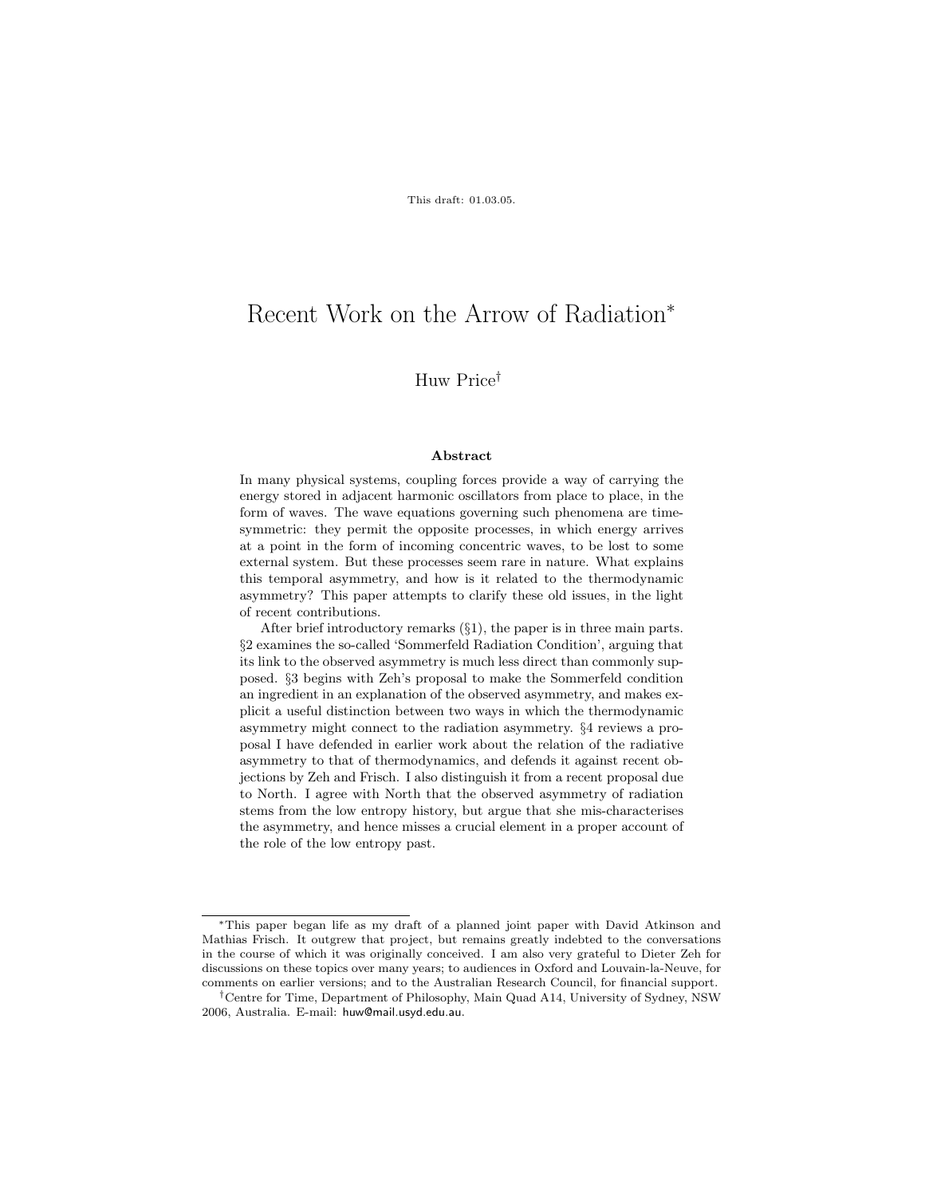This draft: 01.03.05.

# Recent Work on the Arrow of Radiation*

Huw Price†

### Abstract

In many physical systems, coupling forces provide a way of carrying the energy stored in adjacent harmonic oscillators from place to place, in the form of waves. The wave equations governing such phenomena are time-symmetric: they permit the opposite processes, in which energy arrives at a point in the form of incoming concentric waves, to be lost to some external system. But these processes seem rare in nature. What explains this temporal asymmetry, and how is it related to the thermodynamic asymmetry? This paper attempts to clarify these old issues, in the light of recent contributions.

After brief introductory remarks (§1), the paper is in three main parts. §2 examines the so-called 'Sommerfeld Radiation Condition', arguing that its link to the observed asymmetry is much less direct than commonly supposed. §3 begins with Zeh's proposal to make the Sommerfeld condition an ingredient in an explanation of the observed asymmetry, and makes explicit a useful distinction between two ways in which the thermodynamic asymmetry might connect to the radiation asymmetry. §4 reviews a proposal I have defended in earlier work about the relation of the radiative asymmetry to that of thermodynamics, and defends it against recent objections by Zeh and Frisch. I also distinguish it from a recent proposal due to North. I agree with North that the observed asymmetry of radiation stems from the low entropy history, but argue that she mis-characterises the asymmetry, and hence misses a crucial element in a proper account of the role of the low entropy past.

---

*This paper began life as my draft of a planned joint paper with David Atkinson and Mathias Frisch. It outgrew that project, but remains greatly indebted to the conversations in the course of which it was originally conceived. I am also very grateful to Dieter Zeh for discussions on these topics over many years; to audiences in Oxford and Louvain-la-Neuve, for comments on earlier versions; and to the Australian Research Council, for financial support.

†Centre for Time, Department of Philosophy, Main Quad A14, University of Sydney, NSW 2006, Australia. E-mail: huw@mail.usyd.edu.au.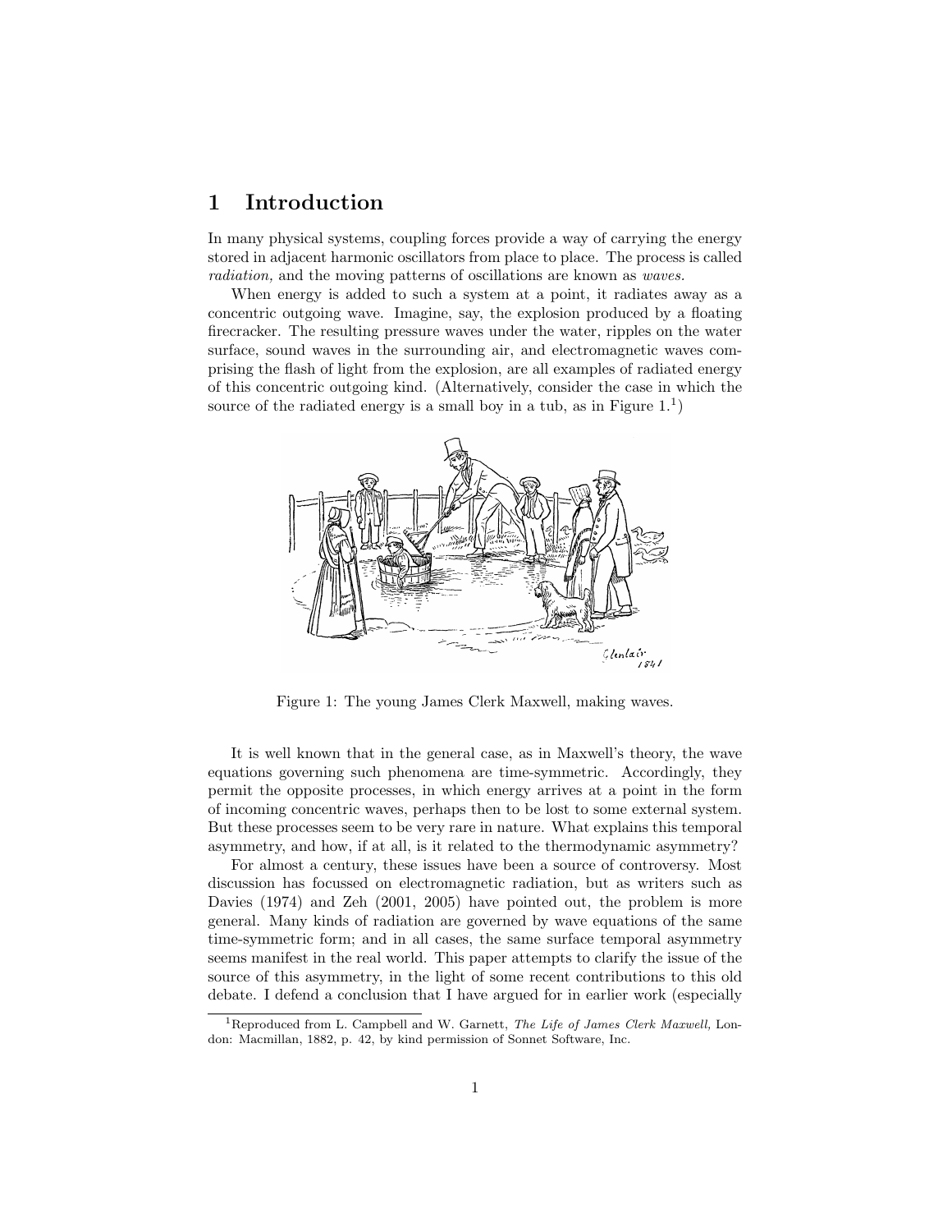# 1 Introduction

In many physical systems, coupling forces provide a way of carrying the energy stored in adjacent harmonic oscillators from place to place. The process is called *radiation,* and the moving patterns of oscillations are known as *waves.*

When energy is added to such a system at a point, it radiates away as a concentric outgoing wave. Imagine, say, the explosion produced by a floating firecracker. The resulting pressure waves under the water, ripples on the water surface, sound waves in the surrounding air, and electromagnetic waves comprising the flash of light from the explosion, are all examples of radiated energy of this concentric outgoing kind. (Alternatively, consider the case in which the source of the radiated energy is a small boy in a tub, as in Figure 1.[1])

Figure 1: The young James Clerk Maxwell, making waves.

It is well known that in the general case, as in Maxwell's theory, the wave equations governing such phenomena are time-symmetric. Accordingly, they permit the opposite processes, in which energy arrives at a point in the form of incoming concentric waves, perhaps then to be lost to some external system. But these processes seem to be very rare in nature. What explains this temporal asymmetry, and how, if at all, is it related to the thermodynamic asymmetry?

For almost a century, these issues have been a source of controversy. Most discussion has focussed on electromagnetic radiation, but as writers such as Davies (1974) and Zeh (2001, 2005) have pointed out, the problem is more general. Many kinds of radiation are governed by wave equations of the same time-symmetric form; and in all cases, the same surface temporal asymmetry seems manifest in the real world. This paper attempts to clarify the issue of the source of this asymmetry, in the light of some recent contributions to this old debate. I defend a conclusion that I have argued for in earlier work (especially

[1] Reproduced from L. Campbell and W. Garnett, *The Life of James Clerk Maxwell,* London: Macmillan, 1882, p. 42, by kind permission of Sonnet Software, Inc.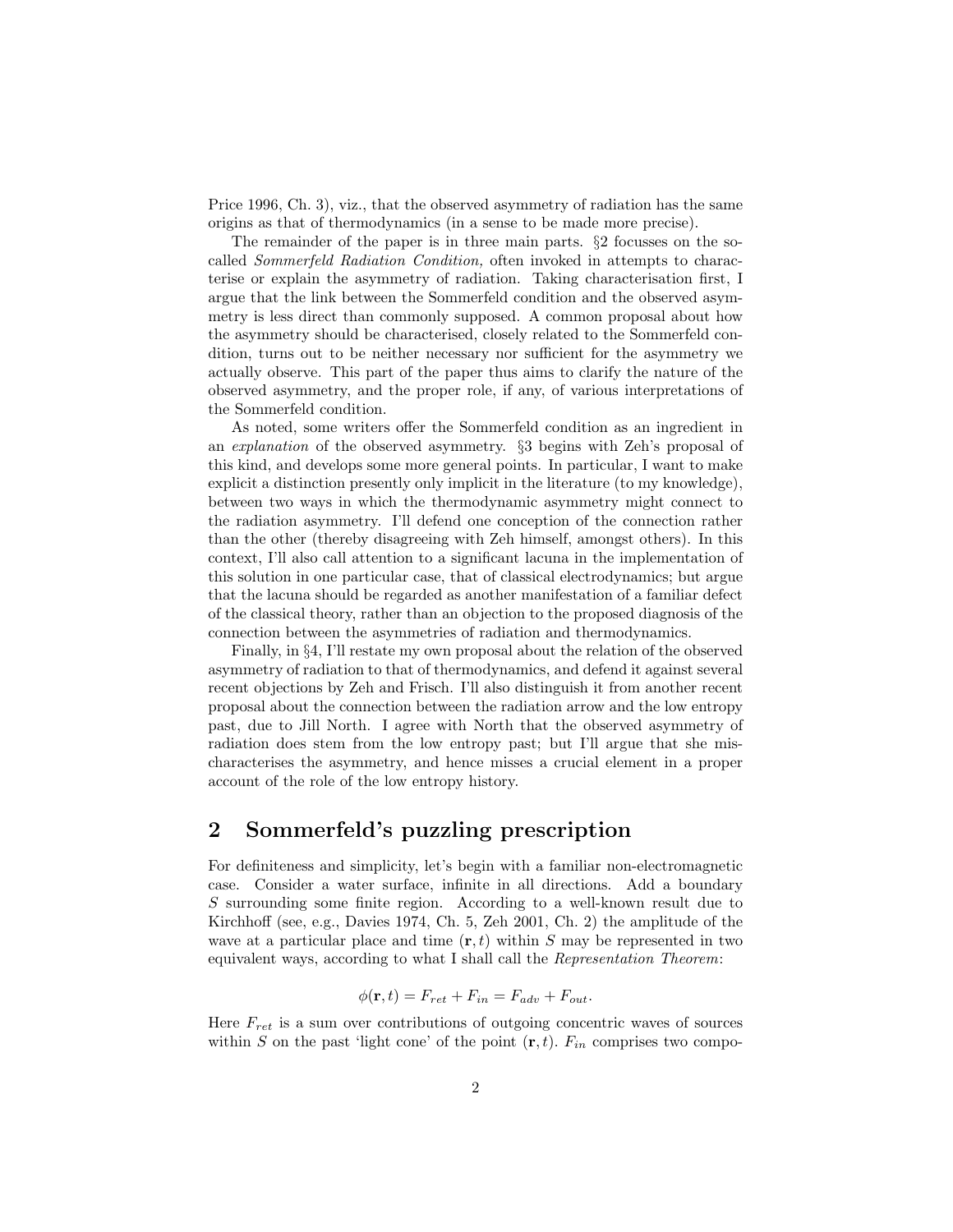Price 1996, Ch. 3), viz., that the observed asymmetry of radiation has the same origins as that of thermodynamics (in a sense to be made more precise).

The remainder of the paper is in three main parts. §2 focusses on the so-called *Sommerfeld Radiation Condition,* often invoked in attempts to characterise or explain the asymmetry of radiation. Taking characterisation first, I argue that the link between the Sommerfeld condition and the observed asymmetry is less direct than commonly supposed. A common proposal about how the asymmetry should be characterised, closely related to the Sommerfeld condition, turns out to be neither necessary nor sufficient for the asymmetry we actually observe. This part of the paper thus aims to clarify the nature of the observed asymmetry, and the proper role, if any, of various interpretations of the Sommerfeld condition.

As noted, some writers offer the Sommerfeld condition as an ingredient in an *explanation* of the observed asymmetry. §3 begins with Zeh's proposal of this kind, and develops some more general points. In particular, I want to make explicit a distinction presently only implicit in the literature (to my knowledge), between two ways in which the thermodynamic asymmetry might connect to the radiation asymmetry. I'll defend one conception of the connection rather than the other (thereby disagreeing with Zeh himself, amongst others). In this context, I'll also call attention to a significant lacuna in the implementation of this solution in one particular case, that of classical electrodynamics; but argue that the lacuna should be regarded as another manifestation of a familiar defect of the classical theory, rather than an objection to the proposed diagnosis of the connection between the asymmetries of radiation and thermodynamics.

Finally, in §4, I'll restate my own proposal about the relation of the observed asymmetry of radiation to that of thermodynamics, and defend it against several recent objections by Zeh and Frisch. I'll also distinguish it from another recent proposal about the connection between the radiation arrow and the low entropy past, due to Jill North. I agree with North that the observed asymmetry of radiation does stem from the low entropy past; but I'll argue that she mischaracterises the asymmetry, and hence misses a crucial element in a proper account of the role of the low entropy history.

## 2 Sommerfeld's puzzling prescription

For definiteness and simplicity, let's begin with a familiar non-electromagnetic case. Consider a water surface, infinite in all directions. Add a boundary $S$ surrounding some finite region. According to a well-known result due to Kirchhoff (see, e.g., Davies 1974, Ch. 5, Zeh 2001, Ch. 2) the amplitude of the wave at a particular place and time $(\mathbf{r}, t)$ within $S$ may be represented in two equivalent ways, according to what I shall call the *Representation Theorem*:

$$\phi(\mathbf{r}, t) = F_{ret} + F_{in} = F_{adv} + F_{out}.$$

Here $F_{ret}$ is a sum over contributions of outgoing concentric waves of sources within $S$ on the past 'light cone' of the point $(\mathbf{r}, t)$. $F_{in}$ comprises two compo-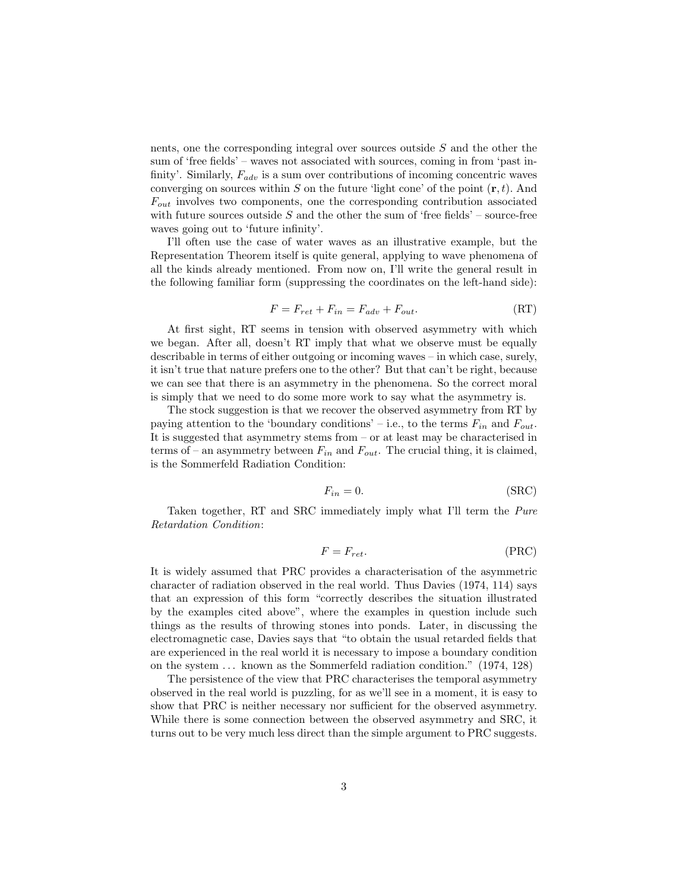nents, one the corresponding integral over sources outside $S$ and the other the sum of 'free fields' – waves not associated with sources, coming in from 'past infinity'. Similarly, $F_{adv}$ is a sum over contributions of incoming concentric waves converging on sources within $S$ on the future 'light cone' of the point $(\mathbf{r}, t)$. And $F_{out}$ involves two components, one the corresponding contribution associated with future sources outside $S$ and the other the sum of 'free fields' – source-free waves going out to 'future infinity'.

I'll often use the case of water waves as an illustrative example, but the Representation Theorem itself is quite general, applying to wave phenomena of all the kinds already mentioned. From now on, I'll write the general result in the following familiar form (suppressing the coordinates on the left-hand side):

$$F = F_{ret} + F_{in} = F_{adv} + F_{out}. \tag{RT}$$

At first sight, RT seems in tension with observed asymmetry with which we began. After all, doesn't RT imply that what we observe must be equally describable in terms of either outgoing or incoming waves – in which case, surely, it isn't true that nature prefers one to the other? But that can't be right, because we can see that there is an asymmetry in the phenomena. So the correct moral is simply that we need to do some more work to say what the asymmetry is.

The stock suggestion is that we recover the observed asymmetry from RT by paying attention to the 'boundary conditions' – i.e., to the terms $F_{in}$ and $F_{out}$. It is suggested that asymmetry stems from – or at least may be characterised in terms of – an asymmetry between $F_{in}$ and $F_{out}$. The crucial thing, it is claimed, is the Sommerfeld Radiation Condition:

$$F_{in} = 0. \tag{SRC}$$

Taken together, RT and SRC immediately imply what I'll term the *Pure Retardation Condition*:

$$F = F_{ret}. \tag{PRC}$$

It is widely assumed that PRC provides a characterisation of the asymmetric character of radiation observed in the real world. Thus Davies (1974, 114) says that an expression of this form "correctly describes the situation illustrated by the examples cited above", where the examples in question include such things as the results of throwing stones into ponds. Later, in discussing the electromagnetic case, Davies says that "to obtain the usual retarded fields that are experienced in the real world it is necessary to impose a boundary condition on the system ... known as the Sommerfeld radiation condition." (1974, 128)

The persistence of the view that PRC characterises the temporal asymmetry observed in the real world is puzzling, for as we'll see in a moment, it is easy to show that PRC is neither necessary nor sufficient for the observed asymmetry. While there is some connection between the observed asymmetry and SRC, it turns out to be very much less direct than the simple argument to PRC suggests.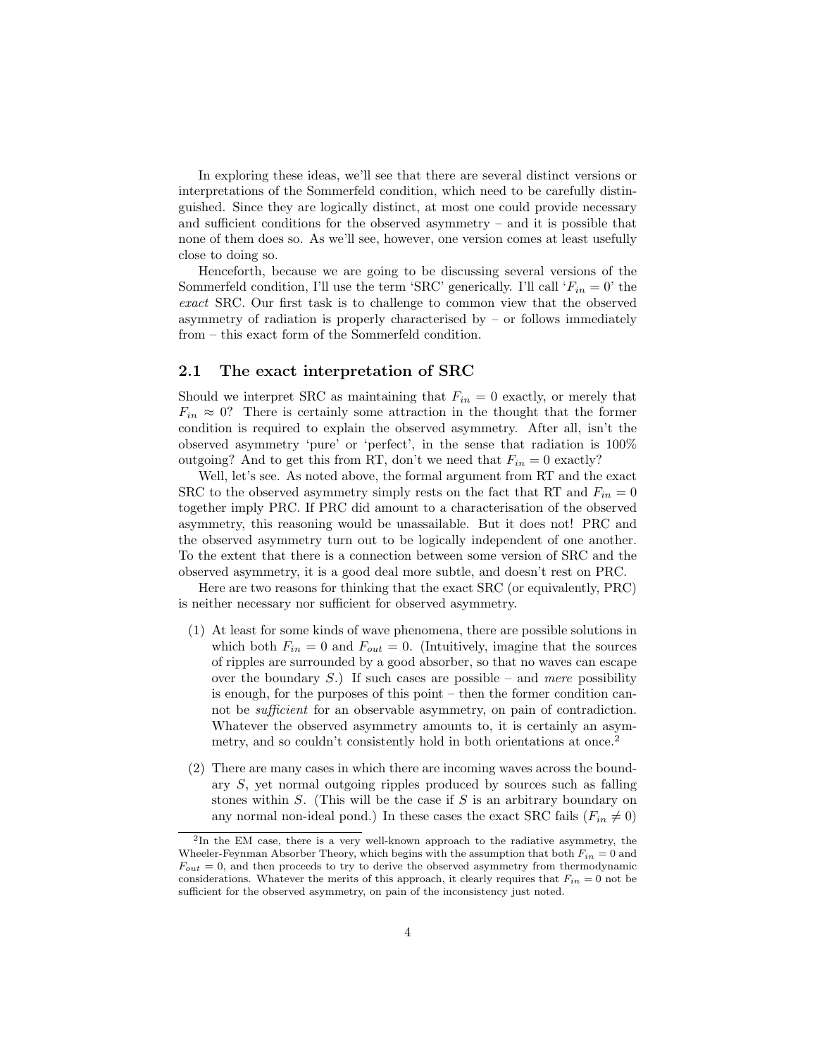In exploring these ideas, we'll see that there are several distinct versions or interpretations of the Sommerfeld condition, which need to be carefully distinguished. Since they are logically distinct, at most one could provide necessary and sufficient conditions for the observed asymmetry – and it is possible that none of them does so. As we'll see, however, one version comes at least usefully close to doing so.

Henceforth, because we are going to be discussing several versions of the Sommerfeld condition, I'll use the term 'SRC' generically. I'll call '$F_{in} = 0$' the *exact* SRC. Our first task is to challenge to common view that the observed asymmetry of radiation is properly characterised by – or follows immediately from – this exact form of the Sommerfeld condition.

## 2.1 The exact interpretation of SRC

Should we interpret SRC as maintaining that $F_{in} = 0$ exactly, or merely that $F_{in} \approx 0$? There is certainly some attraction in the thought that the former condition is required to explain the observed asymmetry. After all, isn't the observed asymmetry 'pure' or 'perfect', in the sense that radiation is 100% outgoing? And to get this from RT, don't we need that $F_{in} = 0$ exactly?

Well, let's see. As noted above, the formal argument from RT and the exact SRC to the observed asymmetry simply rests on the fact that RT and $F_{in} = 0$ together imply PRC. If PRC did amount to a characterisation of the observed asymmetry, this reasoning would be unassailable. But it does not! PRC and the observed asymmetry turn out to be logically independent of one another. To the extent that there is a connection between some version of SRC and the observed asymmetry, it is a good deal more subtle, and doesn't rest on PRC.

Here are two reasons for thinking that the exact SRC (or equivalently, PRC) is neither necessary nor sufficient for observed asymmetry.

(1) At least for some kinds of wave phenomena, there are possible solutions in which both $F_{in} = 0$ and $F_{out} = 0$. (Intuitively, imagine that the sources of ripples are surrounded by a good absorber, so that no waves can escape over the boundary $S$.) If such cases are possible – and *mere* possibility is enough, for the purposes of this point – then the former condition cannot be *sufficient* for an observable asymmetry, on pain of contradiction. Whatever the observed asymmetry amounts to, it is certainly an asymmetry, and so couldn't consistently hold in both orientations at once.[2]

(2) There are many cases in which there are incoming waves across the boundary $S$, yet normal outgoing ripples produced by sources such as falling stones within $S$. (This will be the case if $S$ is an arbitrary boundary on any normal non-ideal pond.) In these cases the exact SRC fails ($F_{in} \neq 0$)

---

[2] In the EM case, there is a very well-known approach to the radiative asymmetry, the Wheeler-Feynman Absorber Theory, which begins with the assumption that both $F_{in} = 0$ and $F_{out} = 0$, and then proceeds to try to derive the observed asymmetry from thermodynamic considerations. Whatever the merits of this approach, it clearly requires that $F_{in} = 0$ not be sufficient for the observed asymmetry, on pain of the inconsistency just noted.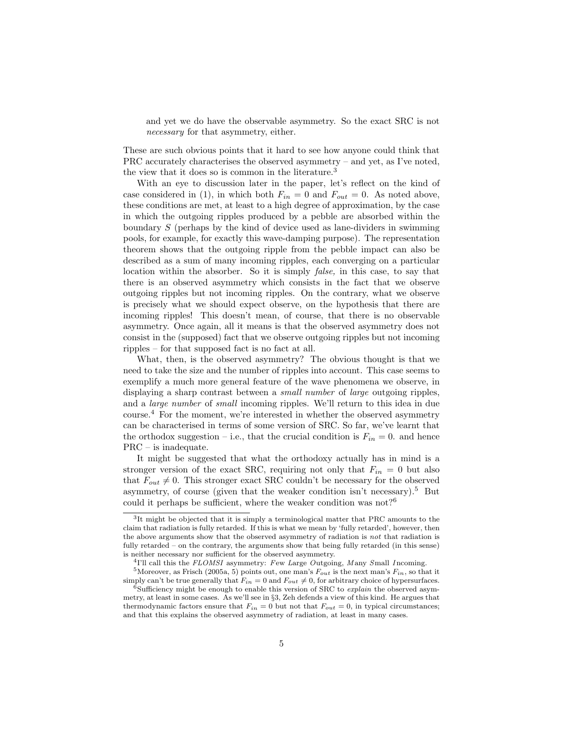and yet we do have the observable asymmetry. So the exact SRC is not *necessary* for that asymmetry, either.

These are such obvious points that it hard to see how anyone could think that PRC accurately characterises the observed asymmetry – and yet, as I've noted, the view that it does so is common in the literature.[3]

With an eye to discussion later in the paper, let's reflect on the kind of case considered in (1), in which both $F_{in} = 0$ and $F_{out} = 0$. As noted above, these conditions are met, at least to a high degree of approximation, by the case in which the outgoing ripples produced by a pebble are absorbed within the boundary $S$ (perhaps by the kind of device used as lane-dividers in swimming pools, for example, for exactly this wave-damping purpose). The representation theorem shows that the outgoing ripple from the pebble impact can also be described as a sum of many incoming ripples, each converging on a particular location within the absorber. So it is simply *false,* in this case, to say that there is an observed asymmetry which consists in the fact that we observe outgoing ripples but not incoming ripples. On the contrary, what we observe is precisely what we should expect observe, on the hypothesis that there are incoming ripples! This doesn't mean, of course, that there is no observable asymmetry. Once again, all it means is that the observed asymmetry does not consist in the (supposed) fact that we observe outgoing ripples but not incoming ripples – for that supposed fact is no fact at all.

What, then, is the observed asymmetry? The obvious thought is that we need to take the size and the number of ripples into account. This case seems to exemplify a much more general feature of the wave phenomena we observe, in displaying a sharp contrast between a *small number* of *large* outgoing ripples, and a *large number* of *small* incoming ripples. We'll return to this idea in due course.[4] For the moment, we're interested in whether the observed asymmetry can be characterised in terms of some version of SRC. So far, we've learnt that the orthodox suggestion – i.e., that the crucial condition is $F_{in} = 0$. and hence PRC – is inadequate.

It might be suggested that what the orthodoxy actually has in mind is a stronger version of the exact SRC, requiring not only that $F_{in} = 0$ but also that $F_{out} \neq 0$. This stronger exact SRC couldn't be necessary for the observed asymmetry, of course (given that the weaker condition isn't necessary).[5] But could it perhaps be sufficient, where the weaker condition was not?[6]

---

[3] It might be objected that it is simply a terminological matter that PRC amounts to the claim that radiation is fully retarded. If this is what we mean by 'fully retarded', however, then the above arguments show that the observed asymmetry of radiation is *not* that radiation is fully retarded – on the contrary, the arguments show that being fully retarded (in this sense) is neither necessary nor sufficient for the observed asymmetry.

[4] I'll call this the *FLOMSI* asymmetry: *F*ew *L*arge *O*utgoing, *M*any *S*mall *I*ncoming.

[5] Moreover, as Frisch (2005a, 5) points out, one man's $F_{out}$ is the next man's $F_{in}$, so that it simply can't be true generally that $F_{in} = 0$ and $F_{out} \neq 0$, for arbitrary choice of hypersurfaces.

[6] Sufficiency might be enough to enable this version of SRC to *explain* the observed asymmetry, at least in some cases. As we'll see in §3, Zeh defends a view of this kind. He argues that thermodynamic factors ensure that $F_{in} = 0$ but not that $F_{out} = 0$, in typical circumstances; and that this explains the observed asymmetry of radiation, at least in many cases.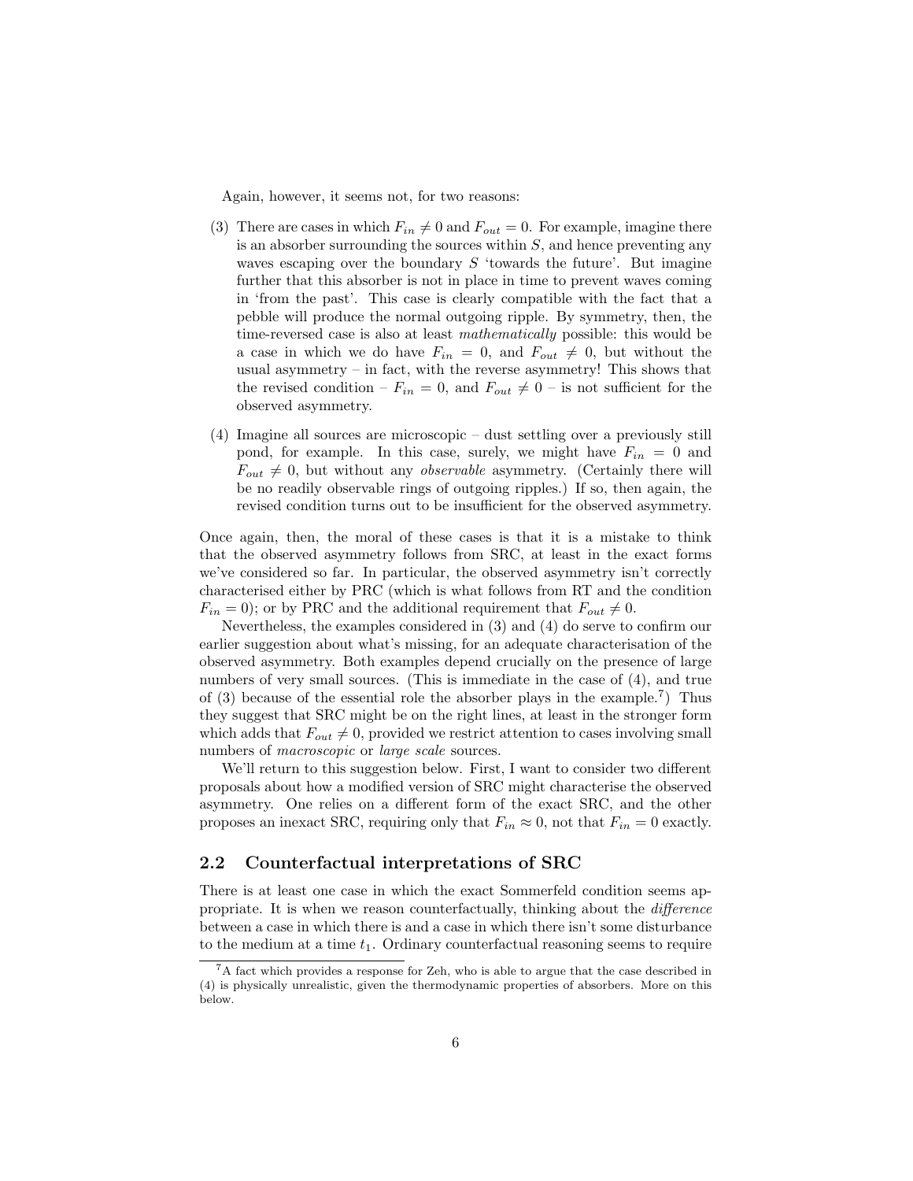Again, however, it seems not, for two reasons:

(3) There are cases in which $F_{in} \neq 0$ and $F_{out} = 0$. For example, imagine there is an absorber surrounding the sources within $S$, and hence preventing any waves escaping over the boundary $S$ 'towards the future'. But imagine further that this absorber is not in place in time to prevent waves coming in 'from the past'. This case is clearly compatible with the fact that a pebble will produce the normal outgoing ripple. By symmetry, then, the time-reversed case is also at least *mathematically* possible: this would be a case in which we do have $F_{in} = 0$, and $F_{out} \neq 0$, but without the usual asymmetry – in fact, with the reverse asymmetry! This shows that the revised condition – $F_{in} = 0$, and $F_{out} \neq 0$ – is not sufficient for the observed asymmetry.

(4) Imagine all sources are microscopic – dust settling over a previously still pond, for example. In this case, surely, we might have $F_{in} = 0$ and $F_{out} \neq 0$, but without any *observable* asymmetry. (Certainly there will be no readily observable rings of outgoing ripples.) If so, then again, the revised condition turns out to be insufficient for the observed asymmetry.

Once again, then, the moral of these cases is that it is a mistake to think that the observed asymmetry follows from SRC, at least in the exact forms we've considered so far. In particular, the observed asymmetry isn't correctly characterised either by PRC (which is what follows from RT and the condition $F_{in} = 0$); or by PRC and the additional requirement that $F_{out} \neq 0$.

Nevertheless, the examples considered in (3) and (4) do serve to confirm our earlier suggestion about what's missing, for an adequate characterisation of the observed asymmetry. Both examples depend crucially on the presence of large numbers of very small sources. (This is immediate in the case of (4), and true of (3) because of the essential role the absorber plays in the example.[7]) Thus they suggest that SRC might be on the right lines, at least in the stronger form which adds that $F_{out} \neq 0$, provided we restrict attention to cases involving small numbers of *macroscopic* or *large scale* sources.

We'll return to this suggestion below. First, I want to consider two different proposals about how a modified version of SRC might characterise the observed asymmetry. One relies on a different form of the exact SRC, and the other proposes an inexact SRC, requiring only that $F_{in} \approx 0$, not that $F_{in} = 0$ exactly.

## 2.2 Counterfactual interpretations of SRC

There is at least one case in which the exact Sommerfeld condition seems appropriate. It is when we reason counterfactually, thinking about the *difference* between a case in which there is and a case in which there isn't some disturbance to the medium at a time $t_1$. Ordinary counterfactual reasoning seems to require

[7] A fact which provides a response for Zeh, who is able to argue that the case described in (4) is physically unrealistic, given the thermodynamic properties of absorbers. More on this below.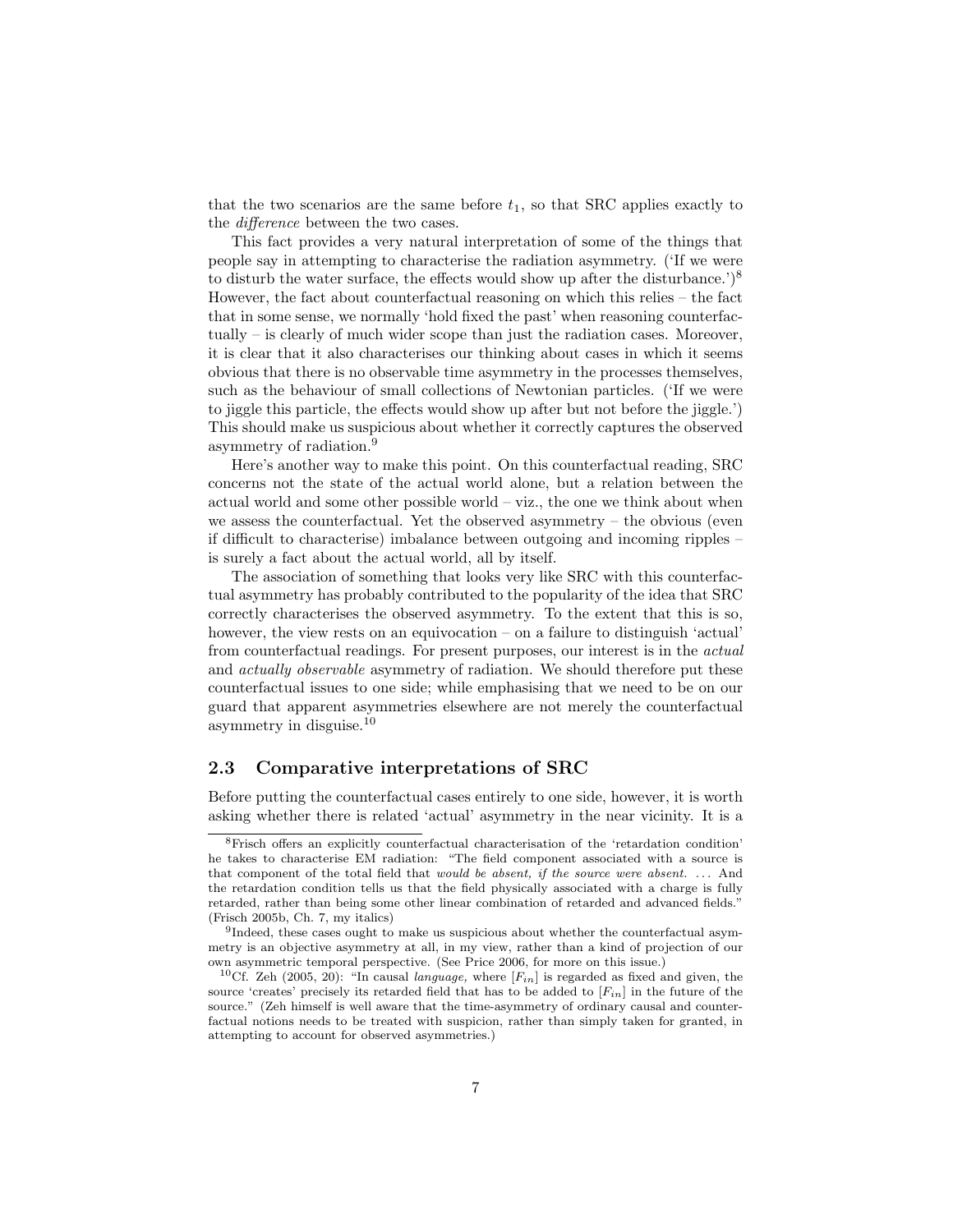that the two scenarios are the same before $t_1$, so that SRC applies exactly to the *difference* between the two cases.

This fact provides a very natural interpretation of some of the things that people say in attempting to characterise the radiation asymmetry. ('If we were to disturb the water surface, the effects would show up after the disturbance.')[8] However, the fact about counterfactual reasoning on which this relies – the fact that in some sense, we normally 'hold fixed the past' when reasoning counterfactually – is clearly of much wider scope than just the radiation cases. Moreover, it is clear that it also characterises our thinking about cases in which it seems obvious that there is no observable time asymmetry in the processes themselves, such as the behaviour of small collections of Newtonian particles. ('If we were to jiggle this particle, the effects would show up after but not before the jiggle.') This should make us suspicious about whether it correctly captures the observed asymmetry of radiation.[9]

Here's another way to make this point. On this counterfactual reading, SRC concerns not the state of the actual world alone, but a relation between the actual world and some other possible world – viz., the one we think about when we assess the counterfactual. Yet the observed asymmetry – the obvious (even if difficult to characterise) imbalance between outgoing and incoming ripples – is surely a fact about the actual world, all by itself.

The association of something that looks very like SRC with this counterfactual asymmetry has probably contributed to the popularity of the idea that SRC correctly characterises the observed asymmetry. To the extent that this is so, however, the view rests on an equivocation – on a failure to distinguish 'actual' from counterfactual readings. For present purposes, our interest is in the *actual* and *actually observable* asymmetry of radiation. We should therefore put these counterfactual issues to one side; while emphasising that we need to be on our guard that apparent asymmetries elsewhere are not merely the counterfactual asymmetry in disguise.[10]

## 2.3 Comparative interpretations of SRC

Before putting the counterfactual cases entirely to one side, however, it is worth asking whether there is related 'actual' asymmetry in the near vicinity. It is a

---

[8]Frisch offers an explicitly counterfactual characterisation of the 'retardation condition' he takes to characterise EM radiation: "The field component associated with a source is that component of the total field that *would be absent, if the source were absent.* ... And the retardation condition tells us that the field physically associated with a charge is fully retarded, rather than being some other linear combination of retarded and advanced fields." (Frisch 2005b, Ch. 7, my italics)

[9]Indeed, these cases ought to make us suspicious about whether the counterfactual asymmetry is an objective asymmetry at all, in my view, rather than a kind of projection of our own asymmetric temporal perspective. (See Price 2006, for more on this issue.)

[10]Cf. Zeh (2005, 20): "In causal *language,* where $[F_{in}]$ is regarded as fixed and given, the source 'creates' precisely its retarded field that has to be added to $[F_{in}]$ in the future of the source." (Zeh himself is well aware that the time-asymmetry of ordinary causal and counterfactual notions needs to be treated with suspicion, rather than simply taken for granted, in attempting to account for observed asymmetries.)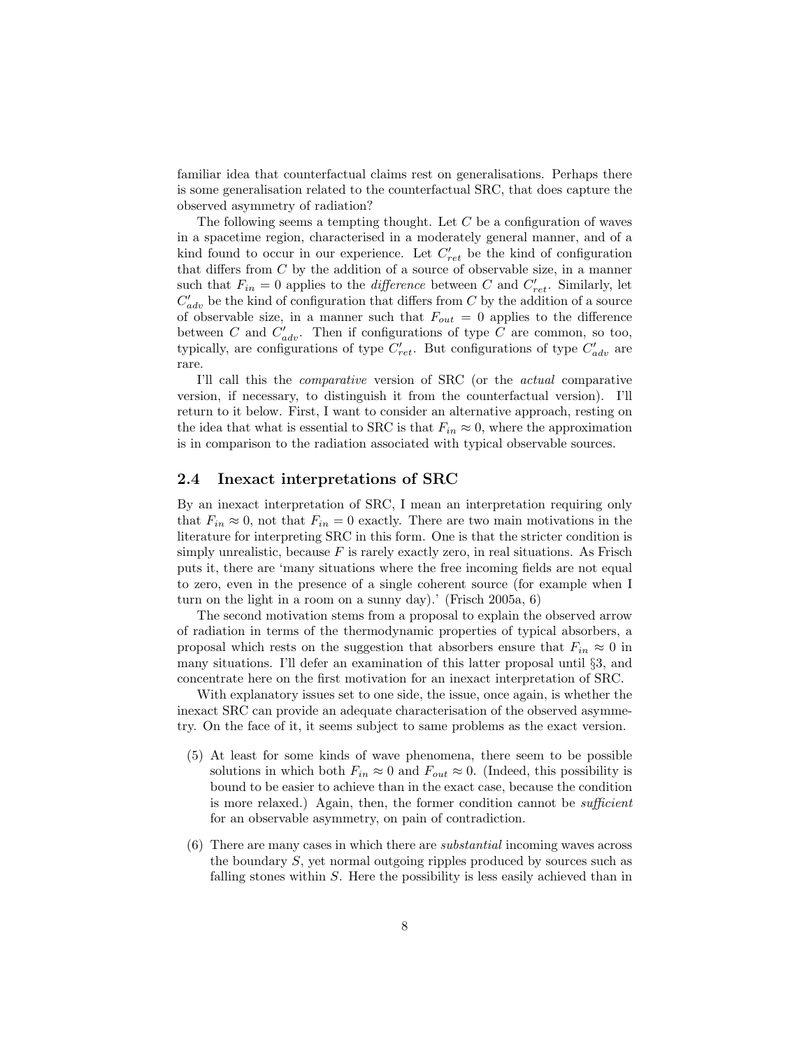familiar idea that counterfactual claims rest on generalisations. Perhaps there is some generalisation related to the counterfactual SRC, that does capture the observed asymmetry of radiation?

The following seems a tempting thought. Let $C$ be a configuration of waves in a spacetime region, characterised in a moderately general manner, and of a kind found to occur in our experience. Let $C'_{ret}$ be the kind of configuration that differs from $C$ by the addition of a source of observable size, in a manner such that $F_{in} = 0$ applies to the *difference* between $C$ and $C'_{ret}$. Similarly, let $C'_{adv}$ be the kind of configuration that differs from $C$ by the addition of a source of observable size, in a manner such that $F_{out} = 0$ applies to the difference between $C$ and $C'_{adv}$. Then if configurations of type $C$ are common, so too, typically, are configurations of type $C'_{ret}$. But configurations of type $C'_{adv}$ are rare.

I'll call this the *comparative* version of SRC (or the *actual* comparative version, if necessary, to distinguish it from the counterfactual version). I'll return to it below. First, I want to consider an alternative approach, resting on the idea that what is essential to SRC is that $F_{in} \approx 0$, where the approximation is in comparison to the radiation associated with typical observable sources.

## 2.4 Inexact interpretations of SRC

By an inexact interpretation of SRC, I mean an interpretation requiring only that $F_{in} \approx 0$, not that $F_{in} = 0$ exactly. There are two main motivations in the literature for interpreting SRC in this form. One is that the stricter condition is simply unrealistic, because $F$ is rarely exactly zero, in real situations. As Frisch puts it, there are 'many situations where the free incoming fields are not equal to zero, even in the presence of a single coherent source (for example when I turn on the light in a room on a sunny day).' (Frisch 2005a, 6)

The second motivation stems from a proposal to explain the observed arrow of radiation in terms of the thermodynamic properties of typical absorbers, a proposal which rests on the suggestion that absorbers ensure that $F_{in} \approx 0$ in many situations. I'll defer an examination of this latter proposal until §3, and concentrate here on the first motivation for an inexact interpretation of SRC.

With explanatory issues set to one side, the issue, once again, is whether the inexact SRC can provide an adequate characterisation of the observed asymmetry. On the face of it, it seems subject to same problems as the exact version.

(5) At least for some kinds of wave phenomena, there seem to be possible solutions in which both $F_{in} \approx 0$ and $F_{out} \approx 0$. (Indeed, this possibility is bound to be easier to achieve than in the exact case, because the condition is more relaxed.) Again, then, the former condition cannot be *sufficient* for an observable asymmetry, on pain of contradiction.

(6) There are many cases in which there are *substantial* incoming waves across the boundary $S$, yet normal outgoing ripples produced by sources such as falling stones within $S$. Here the possibility is less easily achieved than in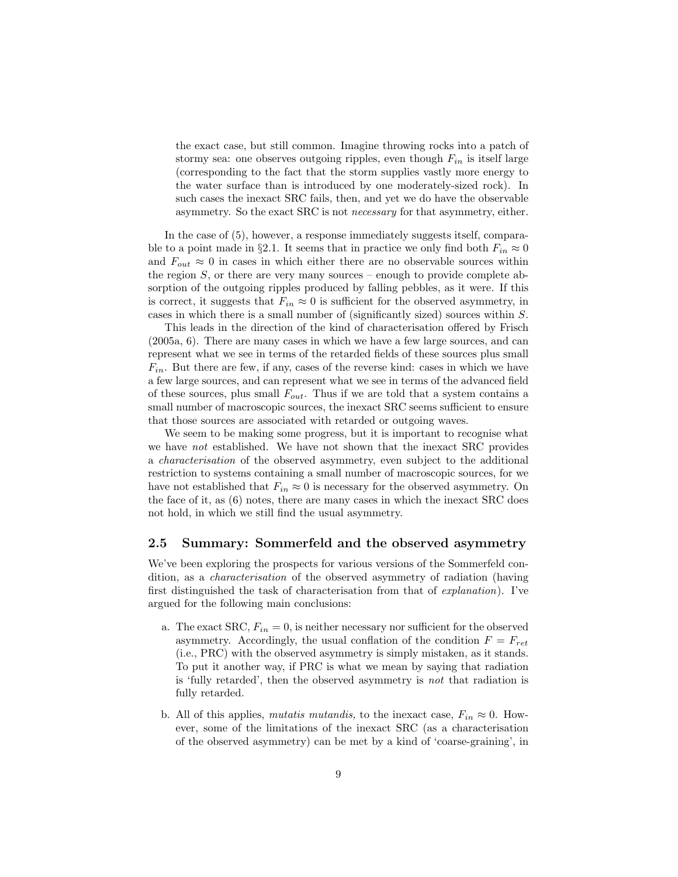the exact case, but still common. Imagine throwing rocks into a patch of stormy sea: one observes outgoing ripples, even though $F_{in}$ is itself large (corresponding to the fact that the storm supplies vastly more energy to the water surface than is introduced by one moderately-sized rock). In such cases the inexact SRC fails, then, and yet we do have the observable asymmetry. So the exact SRC is not *necessary* for that asymmetry, either.

In the case of (5), however, a response immediately suggests itself, comparable to a point made in §2.1. It seems that in practice we only find both $F_{in} \approx 0$ and $F_{out} \approx 0$ in cases in which either there are no observable sources within the region $S$, or there are very many sources – enough to provide complete absorption of the outgoing ripples produced by falling pebbles, as it were. If this is correct, it suggests that $F_{in} \approx 0$ is sufficient for the observed asymmetry, in cases in which there is a small number of (significantly sized) sources within $S$.

This leads in the direction of the kind of characterisation offered by Frisch (2005a, 6). There are many cases in which we have a few large sources, and can represent what we see in terms of the retarded fields of these sources plus small $F_{in}$. But there are few, if any, cases of the reverse kind: cases in which we have a few large sources, and can represent what we see in terms of the advanced field of these sources, plus small $F_{out}$. Thus if we are told that a system contains a small number of macroscopic sources, the inexact SRC seems sufficient to ensure that those sources are associated with retarded or outgoing waves.

We seem to be making some progress, but it is important to recognise what we have *not* established. We have not shown that the inexact SRC provides a *characterisation* of the observed asymmetry, even subject to the additional restriction to systems containing a small number of macroscopic sources, for we have not established that $F_{in} \approx 0$ is necessary for the observed asymmetry. On the face of it, as (6) notes, there are many cases in which the inexact SRC does not hold, in which we still find the usual asymmetry.

## 2.5 Summary: Sommerfeld and the observed asymmetry

We've been exploring the prospects for various versions of the Sommerfeld condition, as a *characterisation* of the observed asymmetry of radiation (having first distinguished the task of characterisation from that of *explanation*). I've argued for the following main conclusions:

a. The exact SRC, $F_{in} = 0$, is neither necessary nor sufficient for the observed asymmetry. Accordingly, the usual conflation of the condition $F = F_{ret}$ (i.e., PRC) with the observed asymmetry is simply mistaken, as it stands. To put it another way, if PRC is what we mean by saying that radiation is 'fully retarded', then the observed asymmetry is *not* that radiation is fully retarded.

b. All of this applies, *mutatis mutandis,* to the inexact case, $F_{in} \approx 0$. However, some of the limitations of the inexact SRC (as a characterisation of the observed asymmetry) can be met by a kind of 'coarse-graining', in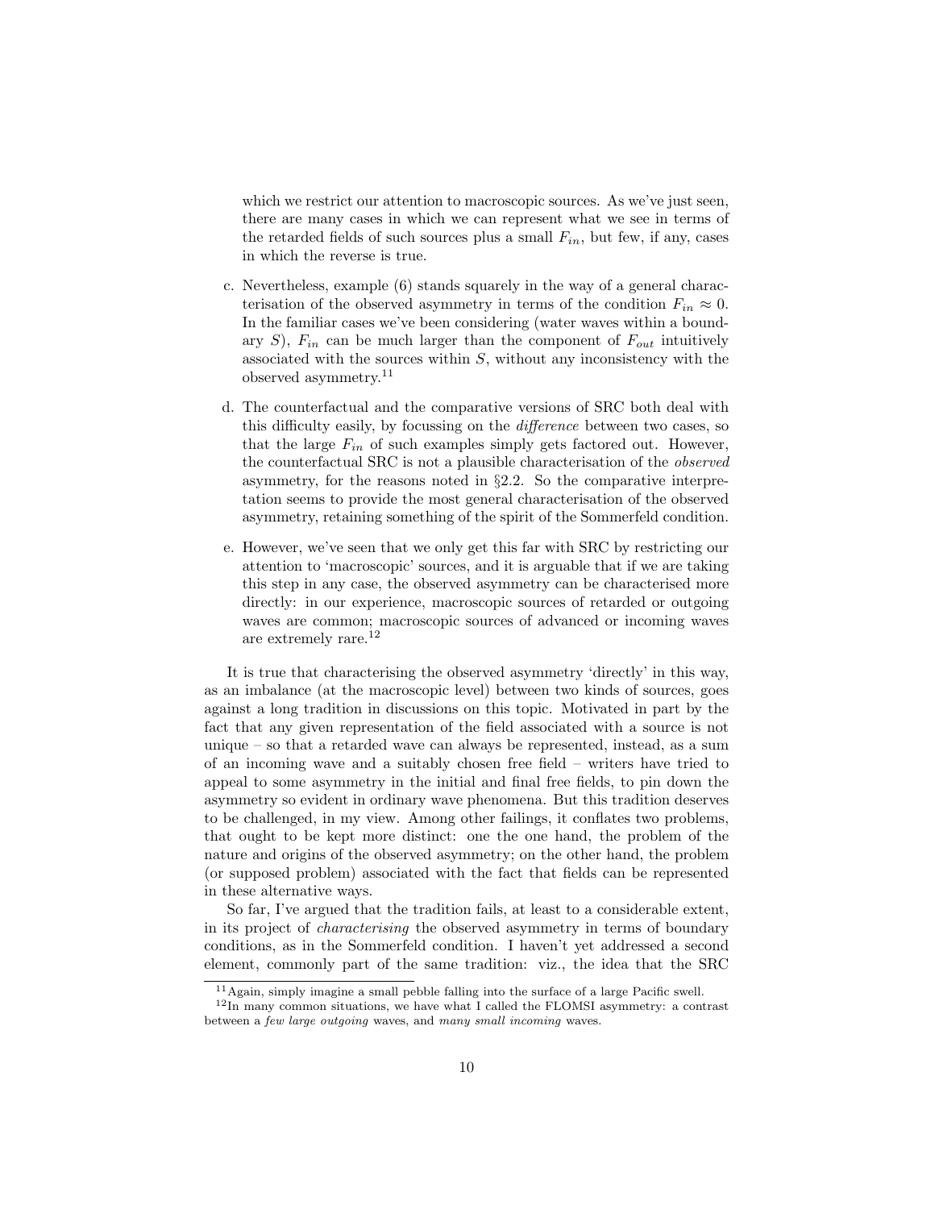which we restrict our attention to macroscopic sources. As we've just seen, there are many cases in which we can represent what we see in terms of the retarded fields of such sources plus a small $F_{in}$, but few, if any, cases in which the reverse is true.

c. Nevertheless, example (6) stands squarely in the way of a general characterisation of the observed asymmetry in terms of the condition $F_{in} \approx 0$. In the familiar cases we've been considering (water waves within a boundary $S$), $F_{in}$ can be much larger than the component of $F_{out}$ intuitively associated with the sources within $S$, without any inconsistency with the observed asymmetry.[11]

d. The counterfactual and the comparative versions of SRC both deal with this difficulty easily, by focussing on the *difference* between two cases, so that the large $F_{in}$ of such examples simply gets factored out. However, the counterfactual SRC is not a plausible characterisation of the *observed* asymmetry, for the reasons noted in §2.2. So the comparative interpretation seems to provide the most general characterisation of the observed asymmetry, retaining something of the spirit of the Sommerfeld condition.

e. However, we've seen that we only get this far with SRC by restricting our attention to 'macroscopic' sources, and it is arguable that if we are taking this step in any case, the observed asymmetry can be characterised more directly: in our experience, macroscopic sources of retarded or outgoing waves are common; macroscopic sources of advanced or incoming waves are extremely rare.[12]

It is true that characterising the observed asymmetry 'directly' in this way, as an imbalance (at the macroscopic level) between two kinds of sources, goes against a long tradition in discussions on this topic. Motivated in part by the fact that any given representation of the field associated with a source is not unique – so that a retarded wave can always be represented, instead, as a sum of an incoming wave and a suitably chosen free field – writers have tried to appeal to some asymmetry in the initial and final free fields, to pin down the asymmetry so evident in ordinary wave phenomena. But this tradition deserves to be challenged, in my view. Among other failings, it conflates two problems, that ought to be kept more distinct: one the one hand, the problem of the nature and origins of the observed asymmetry; on the other hand, the problem (or supposed problem) associated with the fact that fields can be represented in these alternative ways.

So far, I've argued that the tradition fails, at least to a considerable extent, in its project of *characterising* the observed asymmetry in terms of boundary conditions, as in the Sommerfeld condition. I haven't yet addressed a second element, commonly part of the same tradition: viz., the idea that the SRC

[11] Again, simply imagine a small pebble falling into the surface of a large Pacific swell.

[12] In many common situations, we have what I called the FLOMSI asymmetry: a contrast between a *few large outgoing* waves, and *many small incoming* waves.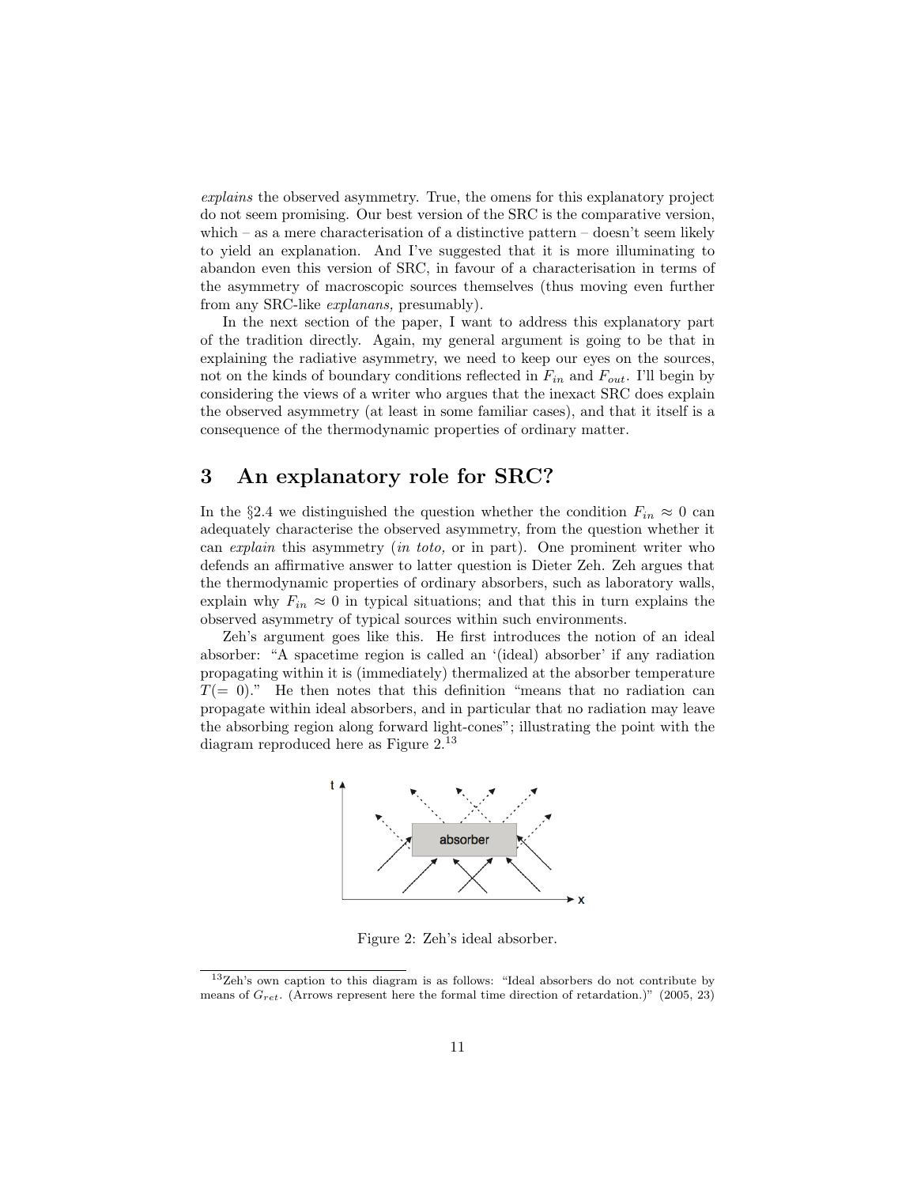*explains* the observed asymmetry. True, the omens for this explanatory project do not seem promising. Our best version of the SRC is the comparative version, which – as a mere characterisation of a distinctive pattern – doesn't seem likely to yield an explanation. And I've suggested that it is more illuminating to abandon even this version of SRC, in favour of a characterisation in terms of the asymmetry of macroscopic sources themselves (thus moving even further from any SRC-like *explanans,* presumably).

In the next section of the paper, I want to address this explanatory part of the tradition directly. Again, my general argument is going to be that in explaining the radiative asymmetry, we need to keep our eyes on the sources, not on the kinds of boundary conditions reflected in $F_{in}$ and $F_{out}$. I'll begin by considering the views of a writer who argues that the inexact SRC does explain the observed asymmetry (at least in some familiar cases), and that it itself is a consequence of the thermodynamic properties of ordinary matter.

## 3 An explanatory role for SRC?

In the §2.4 we distinguished the question whether the condition $F_{in} \approx 0$ can adequately characterise the observed asymmetry, from the question whether it can *explain* this asymmetry (*in toto,* or in part). One prominent writer who defends an affirmative answer to latter question is Dieter Zeh. Zeh argues that the thermodynamic properties of ordinary absorbers, such as laboratory walls, explain why $F_{in} \approx 0$ in typical situations; and that this in turn explains the observed asymmetry of typical sources within such environments.

Zeh's argument goes like this. He first introduces the notion of an ideal absorber: "A spacetime region is called an '(ideal) absorber' if any radiation propagating within it is (immediately) thermalized at the absorber temperature $T(= 0)$." He then notes that this definition "means that no radiation can propagate within ideal absorbers, and in particular that no radiation may leave the absorbing region along forward light-cones"; illustrating the point with the diagram reproduced here as Figure 2.[13]

Figure 2: Zeh's ideal absorber.

[13] Zeh's own caption to this diagram is as follows: "Ideal absorbers do not contribute by means of $G_{ret}$. (Arrows represent here the formal time direction of retardation.)" (2005, 23)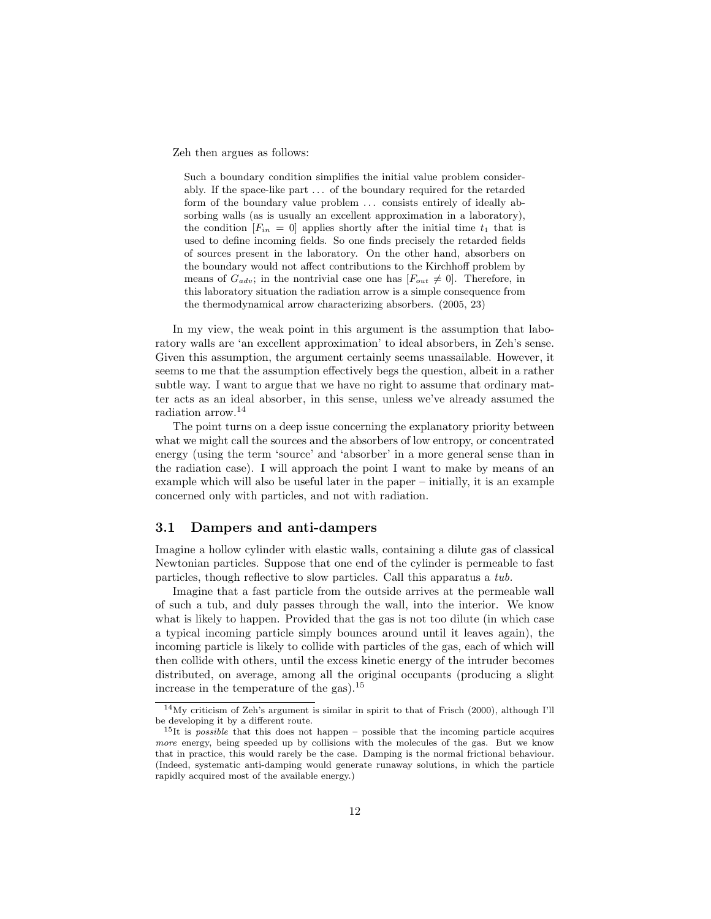Zeh then argues as follows:

> Such a boundary condition simplifies the initial value problem considerably. If the space-like part ... of the boundary required for the retarded form of the boundary value problem ... consists entirely of ideally absorbing walls (as is usually an excellent approximation in a laboratory), the condition $[F_{in} = 0]$ applies shortly after the initial time $t_1$ that is used to define incoming fields. So one finds precisely the retarded fields of sources present in the laboratory. On the other hand, absorbers on the boundary would not affect contributions to the Kirchhoff problem by means of $G_{adv}$; in the nontrivial case one has $[F_{out} \neq 0]$. Therefore, in this laboratory situation the radiation arrow is a simple consequence from the thermodynamical arrow characterizing absorbers. (2005, 23)

In my view, the weak point in this argument is the assumption that laboratory walls are 'an excellent approximation' to ideal absorbers, in Zeh's sense. Given this assumption, the argument certainly seems unassailable. However, it seems to me that the assumption effectively begs the question, albeit in a rather subtle way. I want to argue that we have no right to assume that ordinary matter acts as an ideal absorber, in this sense, unless we've already assumed the radiation arrow.[14]

The point turns on a deep issue concerning the explanatory priority between what we might call the sources and the absorbers of low entropy, or concentrated energy (using the term 'source' and 'absorber' in a more general sense than in the radiation case). I will approach the point I want to make by means of an example which will also be useful later in the paper – initially, it is an example concerned only with particles, and not with radiation.

### 3.1 Dampers and anti-dampers

Imagine a hollow cylinder with elastic walls, containing a dilute gas of classical Newtonian particles. Suppose that one end of the cylinder is permeable to fast particles, though reflective to slow particles. Call this apparatus a *tub*.

Imagine that a fast particle from the outside arrives at the permeable wall of such a tub, and duly passes through the wall, into the interior. We know what is likely to happen. Provided that the gas is not too dilute (in which case a typical incoming particle simply bounces around until it leaves again), the incoming particle is likely to collide with particles of the gas, each of which will then collide with others, until the excess kinetic energy of the intruder becomes distributed, on average, among all the original occupants (producing a slight increase in the temperature of the gas).[15]

---

[14] My criticism of Zeh's argument is similar in spirit to that of Frisch (2000), although I'll be developing it by a different route.

[15] It is *possible* that this does not happen – possible that the incoming particle acquires *more* energy, being speeded up by collisions with the molecules of the gas. But we know that in practice, this would rarely be the case. Damping is the normal frictional behaviour. (Indeed, systematic anti-damping would generate runaway solutions, in which the particle rapidly acquired most of the available energy.)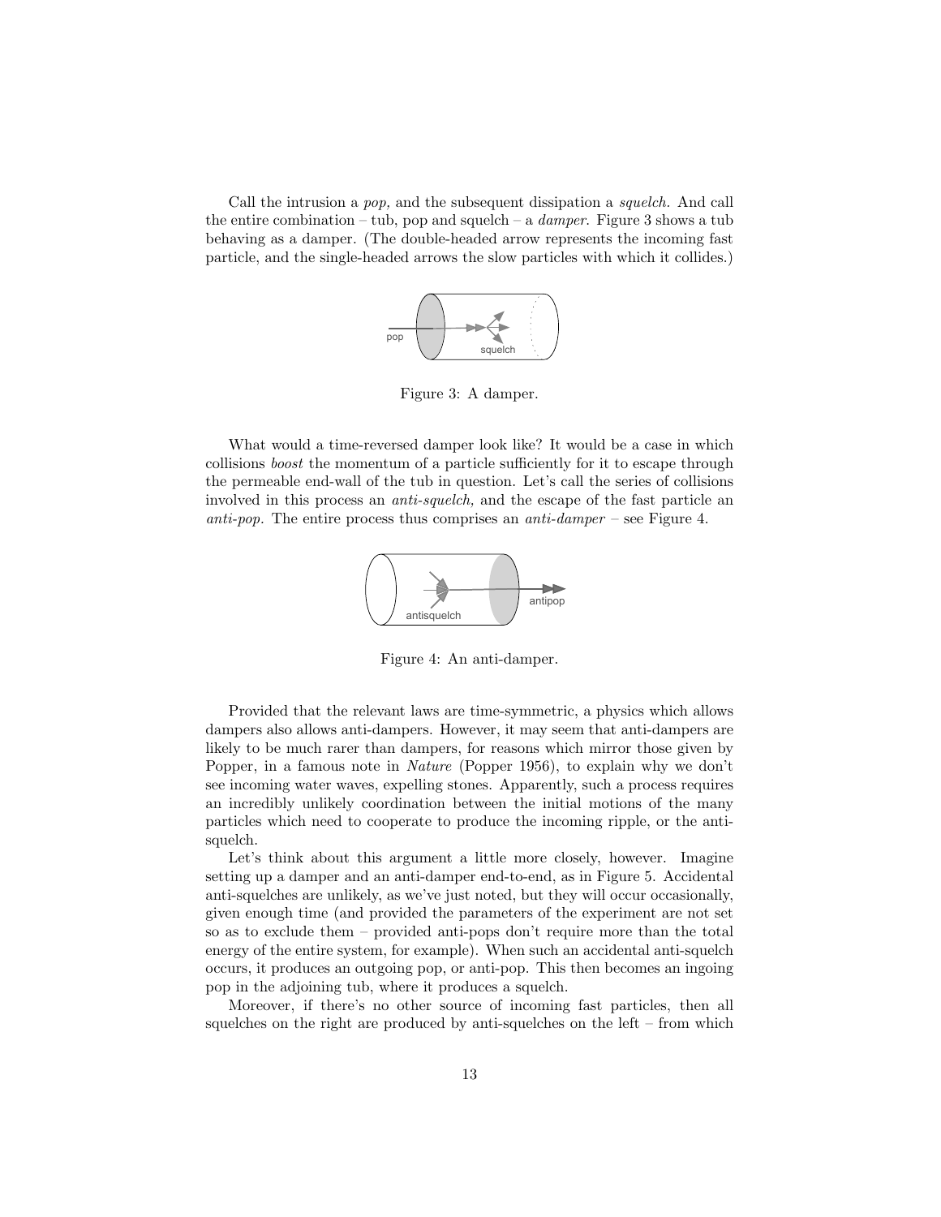Call the intrusion a *pop,* and the subsequent dissipation a *squelch.* And call the entire combination – tub, pop and squelch – a *damper.* Figure 3 shows a tub behaving as a damper. (The double-headed arrow represents the incoming fast particle, and the single-headed arrows the slow particles with which it collides.)

Figure 3: A damper.

What would a time-reversed damper look like? It would be a case in which collisions *boost* the momentum of a particle sufficiently for it to escape through the permeable end-wall of the tub in question. Let's call the series of collisions involved in this process an *anti-squelch,* and the escape of the fast particle an *anti-pop.* The entire process thus comprises an *anti-damper* – see Figure 4.

Figure 4: An anti-damper.

Provided that the relevant laws are time-symmetric, a physics which allows dampers also allows anti-dampers. However, it may seem that anti-dampers are likely to be much rarer than dampers, for reasons which mirror those given by Popper, in a famous note in *Nature* (Popper 1956), to explain why we don't see incoming water waves, expelling stones. Apparently, such a process requires an incredibly unlikely coordination between the initial motions of the many particles which need to cooperate to produce the incoming ripple, or the anti-squelch.

Let's think about this argument a little more closely, however. Imagine setting up a damper and an anti-damper end-to-end, as in Figure 5. Accidental anti-squelches are unlikely, as we've just noted, but they will occur occasionally, given enough time (and provided the parameters of the experiment are not set so as to exclude them – provided anti-pops don't require more than the total energy of the entire system, for example). When such an accidental anti-squelch occurs, it produces an outgoing pop, or anti-pop. This then becomes an ingoing pop in the adjoining tub, where it produces a squelch.

Moreover, if there's no other source of incoming fast particles, then all squelches on the right are produced by anti-squelches on the left – from which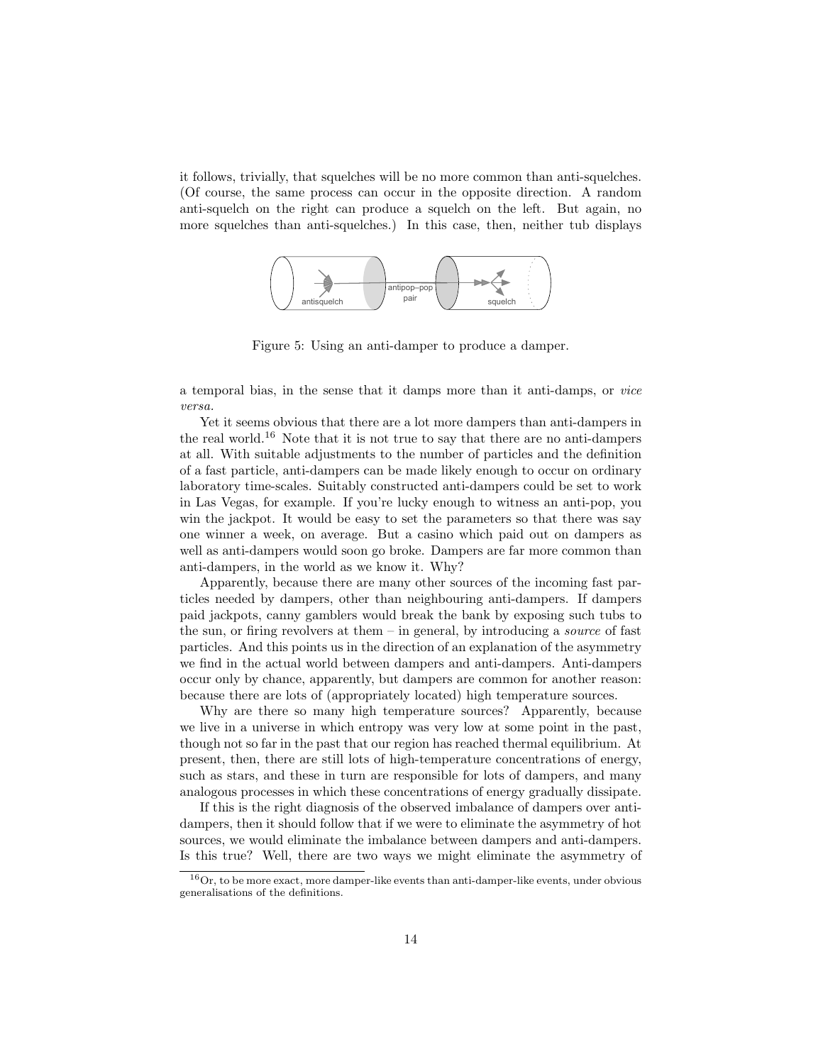it follows, trivially, that squelches will be no more common than anti-squelches. (Of course, the same process can occur in the opposite direction. A random anti-squelch on the right can produce a squelch on the left. But again, no more squelches than anti-squelches.) In this case, then, neither tub displays

antisquelch

antipop–pop pair

squelch

Figure 5: Using an anti-damper to produce a damper.

a temporal bias, in the sense that it damps more than it anti-damps, or *vice versa*.

Yet it seems obvious that there are a lot more dampers than anti-dampers in the real world.[16] Note that it is not true to say that there are no anti-dampers at all. With suitable adjustments to the number of particles and the definition of a fast particle, anti-dampers can be made likely enough to occur on ordinary laboratory time-scales. Suitably constructed anti-dampers could be set to work in Las Vegas, for example. If you're lucky enough to witness an anti-pop, you win the jackpot. It would be easy to set the parameters so that there was say one winner a week, on average. But a casino which paid out on dampers as well as anti-dampers would soon go broke. Dampers are far more common than anti-dampers, in the world as we know it. Why?

Apparently, because there are many other sources of the incoming fast particles needed by dampers, other than neighbouring anti-dampers. If dampers paid jackpots, canny gamblers would break the bank by exposing such tubs to the sun, or firing revolvers at them – in general, by introducing a *source* of fast particles. And this points us in the direction of an explanation of the asymmetry we find in the actual world between dampers and anti-dampers. Anti-dampers occur only by chance, apparently, but dampers are common for another reason: because there are lots of (appropriately located) high temperature sources.

Why are there so many high temperature sources? Apparently, because we live in a universe in which entropy was very low at some point in the past, though not so far in the past that our region has reached thermal equilibrium. At present, then, there are still lots of high-temperature concentrations of energy, such as stars, and these in turn are responsible for lots of dampers, and many analogous processes in which these concentrations of energy gradually dissipate.

If this is the right diagnosis of the observed imbalance of dampers over anti-dampers, then it should follow that if we were to eliminate the asymmetry of hot sources, we would eliminate the imbalance between dampers and anti-dampers. Is this true? Well, there are two ways we might eliminate the asymmetry of

[16] Or, to be more exact, more damper-like events than anti-damper-like events, under obvious generalisations of the definitions.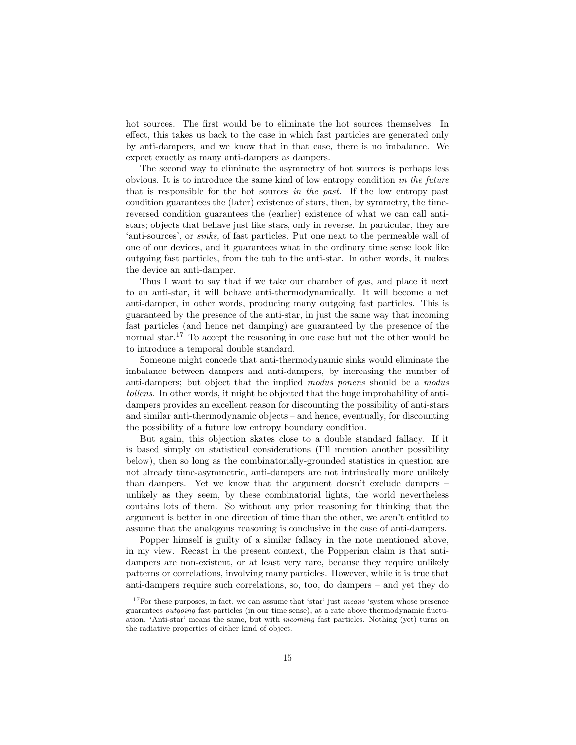hot sources. The first would be to eliminate the hot sources themselves. In effect, this takes us back to the case in which fast particles are generated only by anti-dampers, and we know that in that case, there is no imbalance. We expect exactly as many anti-dampers as dampers.

The second way to eliminate the asymmetry of hot sources is perhaps less obvious. It is to introduce the same kind of low entropy condition *in the future* that is responsible for the hot sources *in the past.* If the low entropy past condition guarantees the (later) existence of stars, then, by symmetry, the time-reversed condition guarantees the (earlier) existence of what we can call anti-stars; objects that behave just like stars, only in reverse. In particular, they are 'anti-sources', or *sinks,* of fast particles. Put one next to the permeable wall of one of our devices, and it guarantees what in the ordinary time sense look like outgoing fast particles, from the tub to the anti-star. In other words, it makes the device an anti-damper.

Thus I want to say that if we take our chamber of gas, and place it next to an anti-star, it will behave anti-thermodynamically. It will become a net anti-damper, in other words, producing many outgoing fast particles. This is guaranteed by the presence of the anti-star, in just the same way that incoming fast particles (and hence net damping) are guaranteed by the presence of the normal star.[17] To accept the reasoning in one case but not the other would be to introduce a temporal double standard.

Someone might concede that anti-thermodynamic sinks would eliminate the imbalance between dampers and anti-dampers, by increasing the number of anti-dampers; but object that the implied *modus ponens* should be a *modus tollens.* In other words, it might be objected that the huge improbability of anti-dampers provides an excellent reason for discounting the possibility of anti-stars and similar anti-thermodynamic objects – and hence, eventually, for discounting the possibility of a future low entropy boundary condition.

But again, this objection skates close to a double standard fallacy. If it is based simply on statistical considerations (I'll mention another possibility below), then so long as the combinatorially-grounded statistics in question are not already time-asymmetric, anti-dampers are not intrinsically more unlikely than dampers. Yet we know that the argument doesn't exclude dampers – unlikely as they seem, by these combinatorial lights, the world nevertheless contains lots of them. So without any prior reasoning for thinking that the argument is better in one direction of time than the other, we aren't entitled to assume that the analogous reasoning is conclusive in the case of anti-dampers.

Popper himself is guilty of a similar fallacy in the note mentioned above, in my view. Recast in the present context, the Popperian claim is that anti-dampers are non-existent, or at least very rare, because they require unlikely patterns or correlations, involving many particles. However, while it is true that anti-dampers require such correlations, so, too, do dampers – and yet they do

[17] For these purposes, in fact, we can assume that 'star' just *means* 'system whose presence guarantees *outgoing* fast particles (in our time sense), at a rate above thermodynamic fluctuation. 'Anti-star' means the same, but with *incoming* fast particles. Nothing (yet) turns on the radiative properties of either kind of object.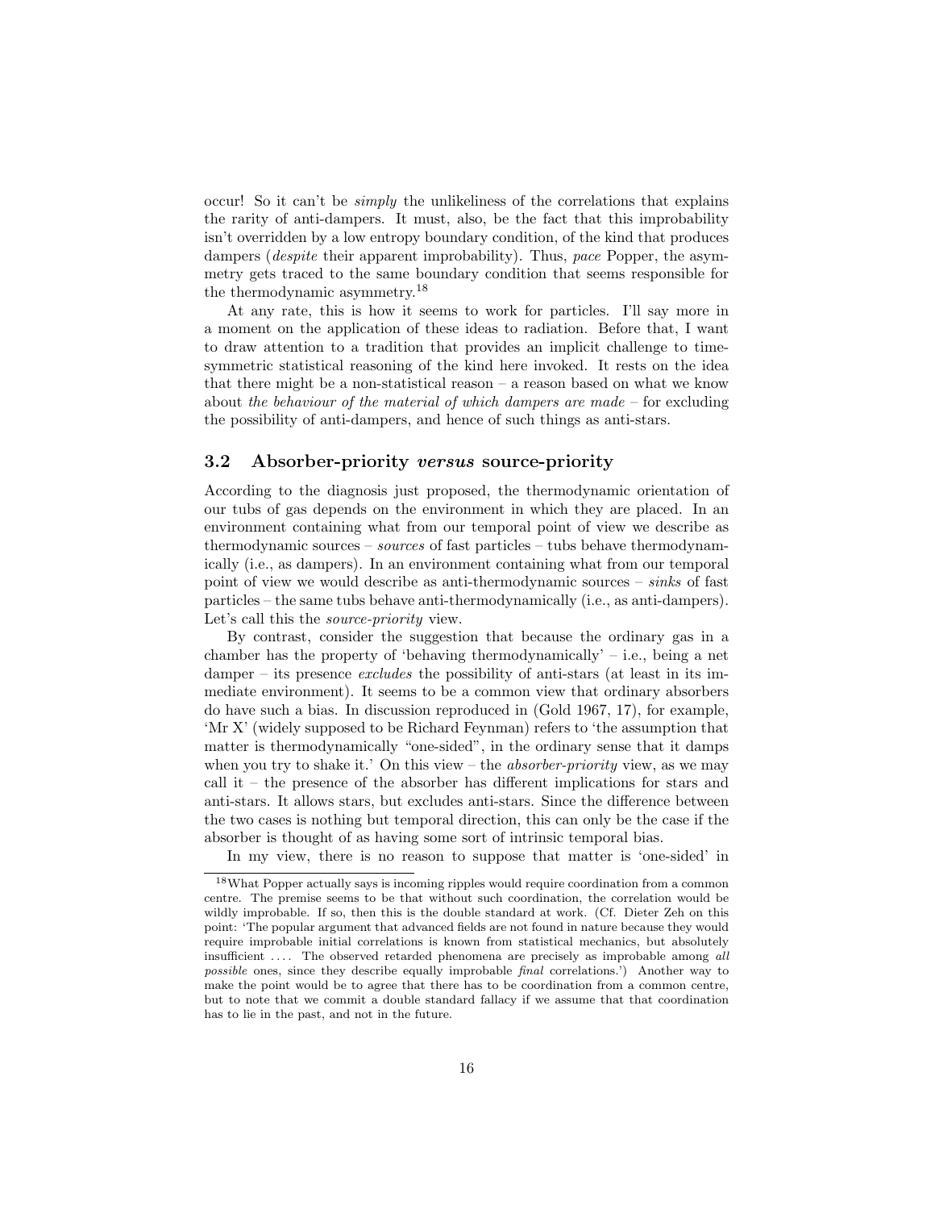occur! So it can't be *simply* the unlikeliness of the correlations that explains the rarity of anti-dampers. It must, also, be the fact that this improbability isn't overridden by a low entropy boundary condition, of the kind that produces dampers (*despite* their apparent improbability). Thus, *pace* Popper, the asymmetry gets traced to the same boundary condition that seems responsible for the thermodynamic asymmetry.[18]

At any rate, this is how it seems to work for particles. I'll say more in a moment on the application of these ideas to radiation. Before that, I want to draw attention to a tradition that provides an implicit challenge to time-symmetric statistical reasoning of the kind here invoked. It rests on the idea that there might be a non-statistical reason – a reason based on what we know about *the behaviour of the material of which dampers are made* – for excluding the possibility of anti-dampers, and hence of such things as anti-stars.

### 3.2 Absorber-priority *versus* source-priority

According to the diagnosis just proposed, the thermodynamic orientation of our tubs of gas depends on the environment in which they are placed. In an environment containing what from our temporal point of view we describe as thermodynamic sources – *sources* of fast particles – tubs behave thermodynamically (i.e., as dampers). In an environment containing what from our temporal point of view we would describe as anti-thermodynamic sources – *sinks* of fast particles – the same tubs behave anti-thermodynamically (i.e., as anti-dampers). Let's call this the *source-priority* view.

By contrast, consider the suggestion that because the ordinary gas in a chamber has the property of 'behaving thermodynamically' – i.e., being a net damper – its presence *excludes* the possibility of anti-stars (at least in its immediate environment). It seems to be a common view that ordinary absorbers do have such a bias. In discussion reproduced in (Gold 1967, 17), for example, 'Mr X' (widely supposed to be Richard Feynman) refers to 'the assumption that matter is thermodynamically "one-sided", in the ordinary sense that it damps when you try to shake it.' On this view – the *absorber-priority* view, as we may call it – the presence of the absorber has different implications for stars and anti-stars. It allows stars, but excludes anti-stars. Since the difference between the two cases is nothing but temporal direction, this can only be the case if the absorber is thought of as having some sort of intrinsic temporal bias.

In my view, there is no reason to suppose that matter is 'one-sided' in

[18] What Popper actually says is incoming ripples would require coordination from a common centre. The premise seems to be that without such coordination, the correlation would be wildly improbable. If so, then this is the double standard at work. (Cf. Dieter Zeh on this point: 'The popular argument that advanced fields are not found in nature because they would require improbable initial correlations is known from statistical mechanics, but absolutely insufficient .... The observed retarded phenomena are precisely as improbable among *all possible* ones, since they describe equally improbable *final* correlations.') Another way to make the point would be to agree that there has to be coordination from a common centre, but to note that we commit a double standard fallacy if we assume that that coordination has to lie in the past, and not in the future.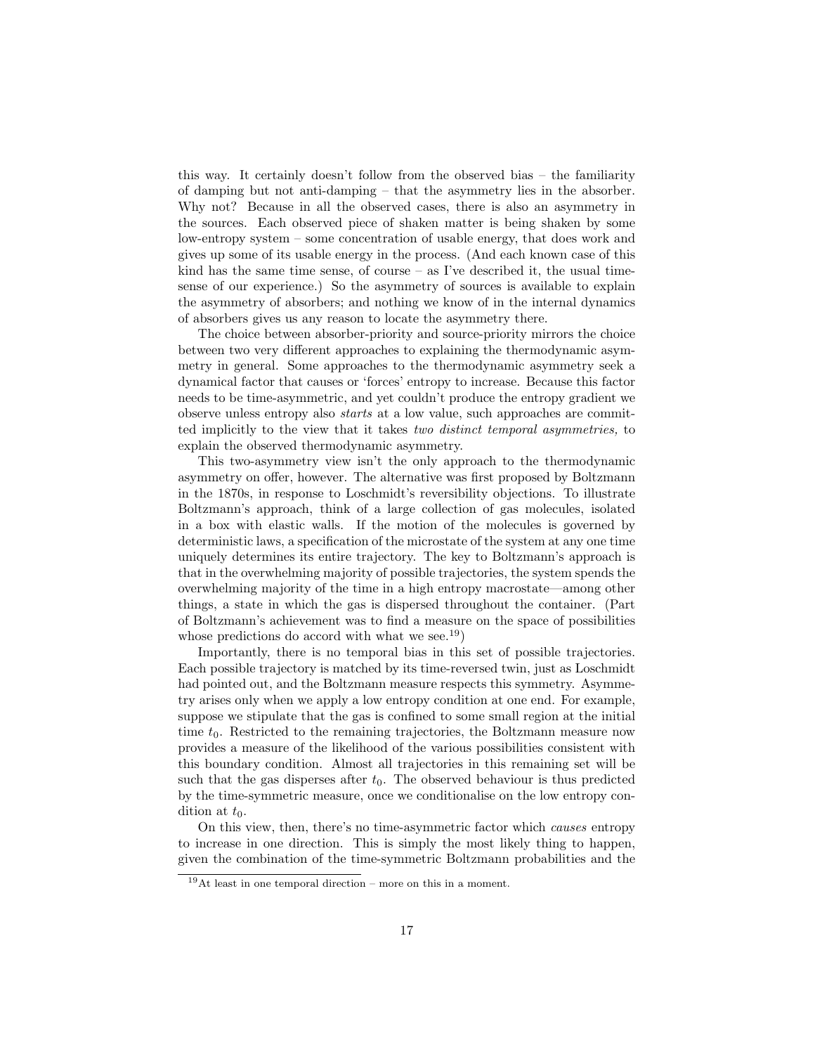this way. It certainly doesn't follow from the observed bias – the familiarity of damping but not anti-damping – that the asymmetry lies in the absorber. Why not? Because in all the observed cases, there is also an asymmetry in the sources. Each observed piece of shaken matter is being shaken by some low-entropy system – some concentration of usable energy, that does work and gives up some of its usable energy in the process. (And each known case of this kind has the same time sense, of course – as I've described it, the usual time-sense of our experience.) So the asymmetry of sources is available to explain the asymmetry of absorbers; and nothing we know of in the internal dynamics of absorbers gives us any reason to locate the asymmetry there.

The choice between absorber-priority and source-priority mirrors the choice between two very different approaches to explaining the thermodynamic asymmetry in general. Some approaches to the thermodynamic asymmetry seek a dynamical factor that causes or 'forces' entropy to increase. Because this factor needs to be time-asymmetric, and yet couldn't produce the entropy gradient we observe unless entropy also *starts* at a low value, such approaches are committed implicitly to the view that it takes *two distinct temporal asymmetries,* to explain the observed thermodynamic asymmetry.

This two-asymmetry view isn't the only approach to the thermodynamic asymmetry on offer, however. The alternative was first proposed by Boltzmann in the 1870s, in response to Loschmidt's reversibility objections. To illustrate Boltzmann's approach, think of a large collection of gas molecules, isolated in a box with elastic walls. If the motion of the molecules is governed by deterministic laws, a specification of the microstate of the system at any one time uniquely determines its entire trajectory. The key to Boltzmann's approach is that in the overwhelming majority of possible trajectories, the system spends the overwhelming majority of the time in a high entropy macrostate—among other things, a state in which the gas is dispersed throughout the container. (Part of Boltzmann's achievement was to find a measure on the space of possibilities whose predictions do accord with what we see.[19])

Importantly, there is no temporal bias in this set of possible trajectories. Each possible trajectory is matched by its time-reversed twin, just as Loschmidt had pointed out, and the Boltzmann measure respects this symmetry. Asymmetry arises only when we apply a low entropy condition at one end. For example, suppose we stipulate that the gas is confined to some small region at the initial time $t_0$. Restricted to the remaining trajectories, the Boltzmann measure now provides a measure of the likelihood of the various possibilities consistent with this boundary condition. Almost all trajectories in this remaining set will be such that the gas disperses after $t_0$. The observed behaviour is thus predicted by the time-symmetric measure, once we conditionalise on the low entropy condition at $t_0$.

On this view, then, there's no time-asymmetric factor which *causes* entropy to increase in one direction. This is simply the most likely thing to happen, given the combination of the time-symmetric Boltzmann probabilities and the

[19] At least in one temporal direction – more on this in a moment.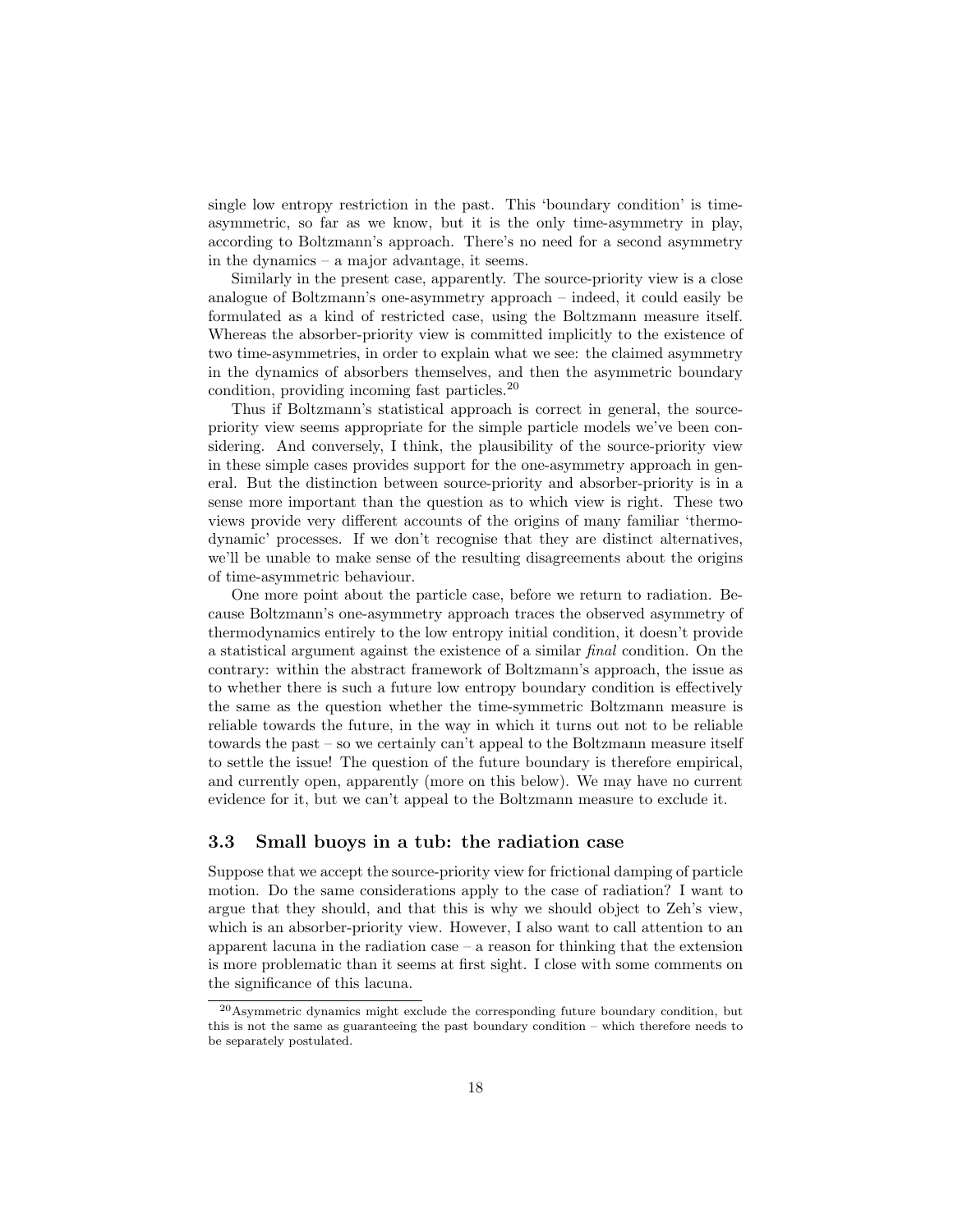single low entropy restriction in the past. This 'boundary condition' is time-asymmetric, so far as we know, but it is the only time-asymmetry in play, according to Boltzmann's approach. There's no need for a second asymmetry in the dynamics – a major advantage, it seems.

Similarly in the present case, apparently. The source-priority view is a close analogue of Boltzmann's one-asymmetry approach – indeed, it could easily be formulated as a kind of restricted case, using the Boltzmann measure itself. Whereas the absorber-priority view is committed implicitly to the existence of two time-asymmetries, in order to explain what we see: the claimed asymmetry in the dynamics of absorbers themselves, and then the asymmetric boundary condition, providing incoming fast particles.[20]

Thus if Boltzmann's statistical approach is correct in general, the source-priority view seems appropriate for the simple particle models we've been considering. And conversely, I think, the plausibility of the source-priority view in these simple cases provides support for the one-asymmetry approach in general. But the distinction between source-priority and absorber-priority is in a sense more important than the question as to which view is right. These two views provide very different accounts of the origins of many familiar 'thermodynamic' processes. If we don't recognise that they are distinct alternatives, we'll be unable to make sense of the resulting disagreements about the origins of time-asymmetric behaviour.

One more point about the particle case, before we return to radiation. Because Boltzmann's one-asymmetry approach traces the observed asymmetry of thermodynamics entirely to the low entropy initial condition, it doesn't provide a statistical argument against the existence of a similar *final* condition. On the contrary: within the abstract framework of Boltzmann's approach, the issue as to whether there is such a future low entropy boundary condition is effectively the same as the question whether the time-symmetric Boltzmann measure is reliable towards the future, in the way in which it turns out not to be reliable towards the past – so we certainly can't appeal to the Boltzmann measure itself to settle the issue! The question of the future boundary is therefore empirical, and currently open, apparently (more on this below). We may have no current evidence for it, but we can't appeal to the Boltzmann measure to exclude it.

### 3.3 Small buoys in a tub: the radiation case

Suppose that we accept the source-priority view for frictional damping of particle motion. Do the same considerations apply to the case of radiation? I want to argue that they should, and that this is why we should object to Zeh's view, which is an absorber-priority view. However, I also want to call attention to an apparent lacuna in the radiation case – a reason for thinking that the extension is more problematic than it seems at first sight. I close with some comments on the significance of this lacuna.

[20] Asymmetric dynamics might exclude the corresponding future boundary condition, but this is not the same as guaranteeing the past boundary condition – which therefore needs to be separately postulated.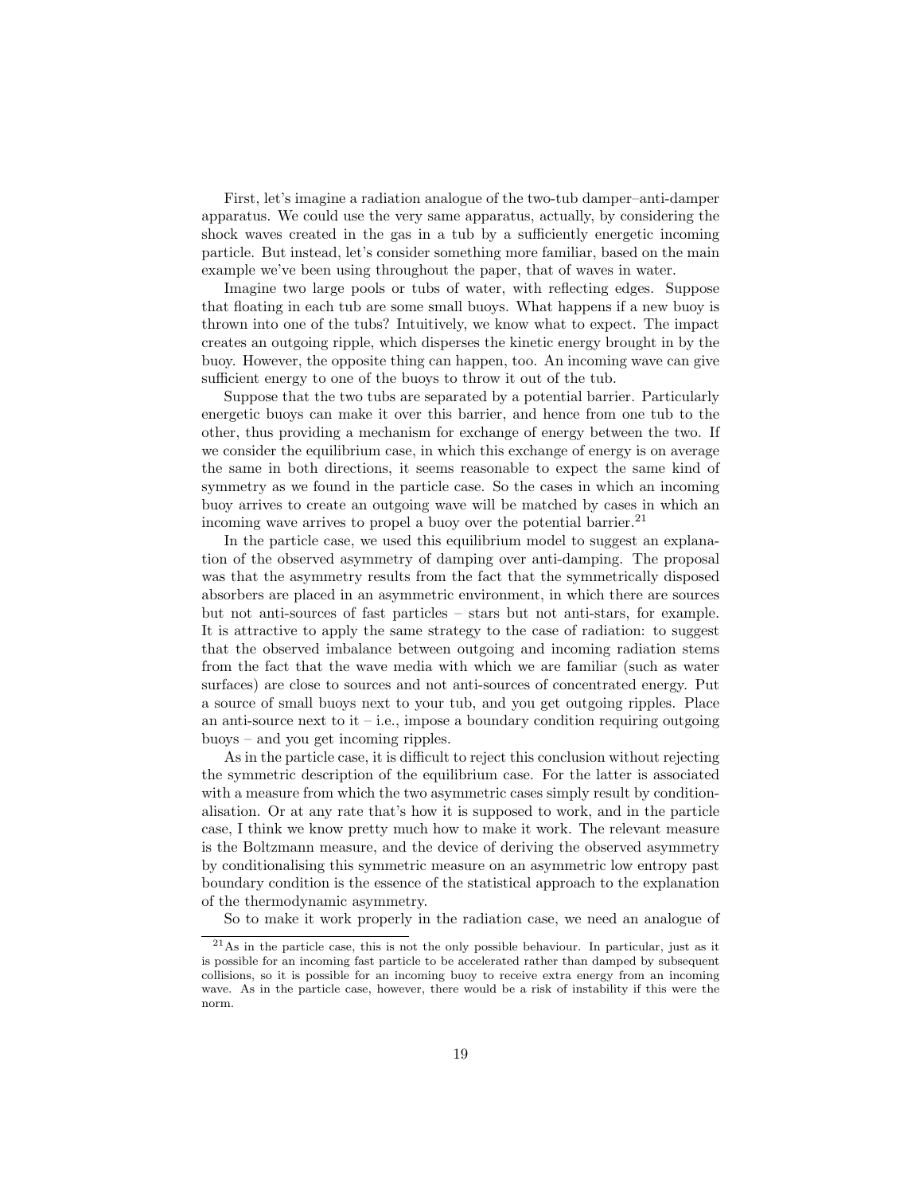First, let's imagine a radiation analogue of the two-tub damper–anti-damper apparatus. We could use the very same apparatus, actually, by considering the shock waves created in the gas in a tub by a sufficiently energetic incoming particle. But instead, let's consider something more familiar, based on the main example we've been using throughout the paper, that of waves in water.

Imagine two large pools or tubs of water, with reflecting edges. Suppose that floating in each tub are some small buoys. What happens if a new buoy is thrown into one of the tubs? Intuitively, we know what to expect. The impact creates an outgoing ripple, which disperses the kinetic energy brought in by the buoy. However, the opposite thing can happen, too. An incoming wave can give sufficient energy to one of the buoys to throw it out of the tub.

Suppose that the two tubs are separated by a potential barrier. Particularly energetic buoys can make it over this barrier, and hence from one tub to the other, thus providing a mechanism for exchange of energy between the two. If we consider the equilibrium case, in which this exchange of energy is on average the same in both directions, it seems reasonable to expect the same kind of symmetry as we found in the particle case. So the cases in which an incoming buoy arrives to create an outgoing wave will be matched by cases in which an incoming wave arrives to propel a buoy over the potential barrier.[21]

In the particle case, we used this equilibrium model to suggest an explanation of the observed asymmetry of damping over anti-damping. The proposal was that the asymmetry results from the fact that the symmetrically disposed absorbers are placed in an asymmetric environment, in which there are sources but not anti-sources of fast particles – stars but not anti-stars, for example. It is attractive to apply the same strategy to the case of radiation: to suggest that the observed imbalance between outgoing and incoming radiation stems from the fact that the wave media with which we are familiar (such as water surfaces) are close to sources and not anti-sources of concentrated energy. Put a source of small buoys next to your tub, and you get outgoing ripples. Place an anti-source next to it – i.e., impose a boundary condition requiring outgoing buoys – and you get incoming ripples.

As in the particle case, it is difficult to reject this conclusion without rejecting the symmetric description of the equilibrium case. For the latter is associated with a measure from which the two asymmetric cases simply result by conditionalisation. Or at any rate that's how it is supposed to work, and in the particle case, I think we know pretty much how to make it work. The relevant measure is the Boltzmann measure, and the device of deriving the observed asymmetry by conditionalising this symmetric measure on an asymmetric low entropy past boundary condition is the essence of the statistical approach to the explanation of the thermodynamic asymmetry.

So to make it work properly in the radiation case, we need an analogue of

[21] As in the particle case, this is not the only possible behaviour. In particular, just as it is possible for an incoming fast particle to be accelerated rather than damped by subsequent collisions, so it is possible for an incoming buoy to receive extra energy from an incoming wave. As in the particle case, however, there would be a risk of instability if this were the norm.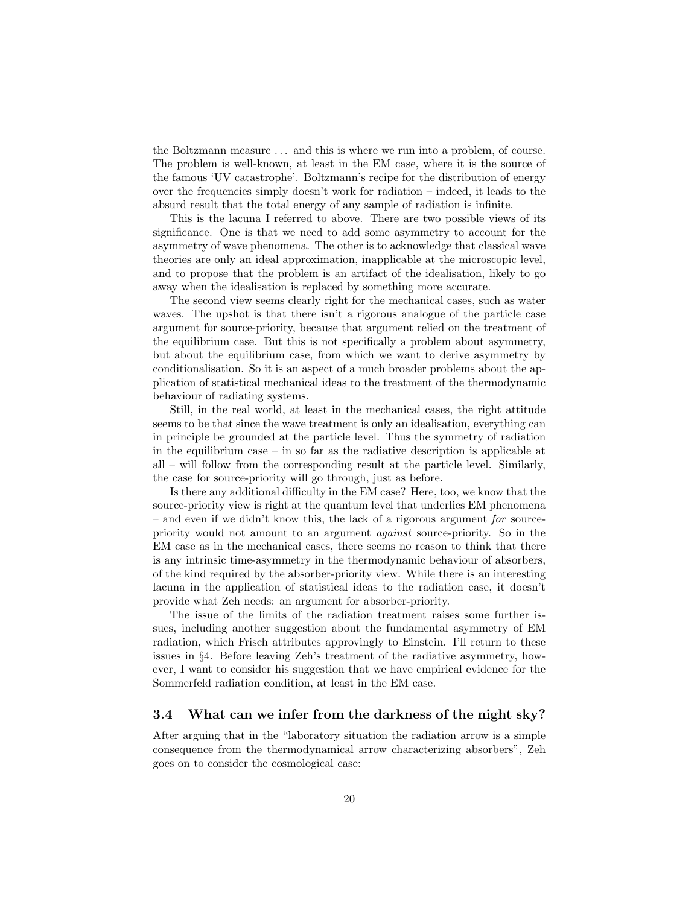the Boltzmann measure . . . and this is where we run into a problem, of course. The problem is well-known, at least in the EM case, where it is the source of the famous 'UV catastrophe'. Boltzmann's recipe for the distribution of energy over the frequencies simply doesn't work for radiation – indeed, it leads to the absurd result that the total energy of any sample of radiation is infinite.

This is the lacuna I referred to above. There are two possible views of its significance. One is that we need to add some asymmetry to account for the asymmetry of wave phenomena. The other is to acknowledge that classical wave theories are only an ideal approximation, inapplicable at the microscopic level, and to propose that the problem is an artifact of the idealisation, likely to go away when the idealisation is replaced by something more accurate.

The second view seems clearly right for the mechanical cases, such as water waves. The upshot is that there isn't a rigorous analogue of the particle case argument for source-priority, because that argument relied on the treatment of the equilibrium case. But this is not specifically a problem about asymmetry, but about the equilibrium case, from which we want to derive asymmetry by conditionalisation. So it is an aspect of a much broader problems about the application of statistical mechanical ideas to the treatment of the thermodynamic behaviour of radiating systems.

Still, in the real world, at least in the mechanical cases, the right attitude seems to be that since the wave treatment is only an idealisation, everything can in principle be grounded at the particle level. Thus the symmetry of radiation in the equilibrium case – in so far as the radiative description is applicable at all – will follow from the corresponding result at the particle level. Similarly, the case for source-priority will go through, just as before.

Is there any additional difficulty in the EM case? Here, too, we know that the source-priority view is right at the quantum level that underlies EM phenomena – and even if we didn't know this, the lack of a rigorous argument *for* source-priority would not amount to an argument *against* source-priority. So in the EM case as in the mechanical cases, there seems no reason to think that there is any intrinsic time-asymmetry in the thermodynamic behaviour of absorbers, of the kind required by the absorber-priority view. While there is an interesting lacuna in the application of statistical ideas to the radiation case, it doesn't provide what Zeh needs: an argument for absorber-priority.

The issue of the limits of the radiation treatment raises some further issues, including another suggestion about the fundamental asymmetry of EM radiation, which Frisch attributes approvingly to Einstein. I'll return to these issues in §4. Before leaving Zeh's treatment of the radiative asymmetry, however, I want to consider his suggestion that we have empirical evidence for the Sommerfeld radiation condition, at least in the EM case.

### 3.4 What can we infer from the darkness of the night sky?

After arguing that in the "laboratory situation the radiation arrow is a simple consequence from the thermodynamical arrow characterizing absorbers", Zeh goes on to consider the cosmological case: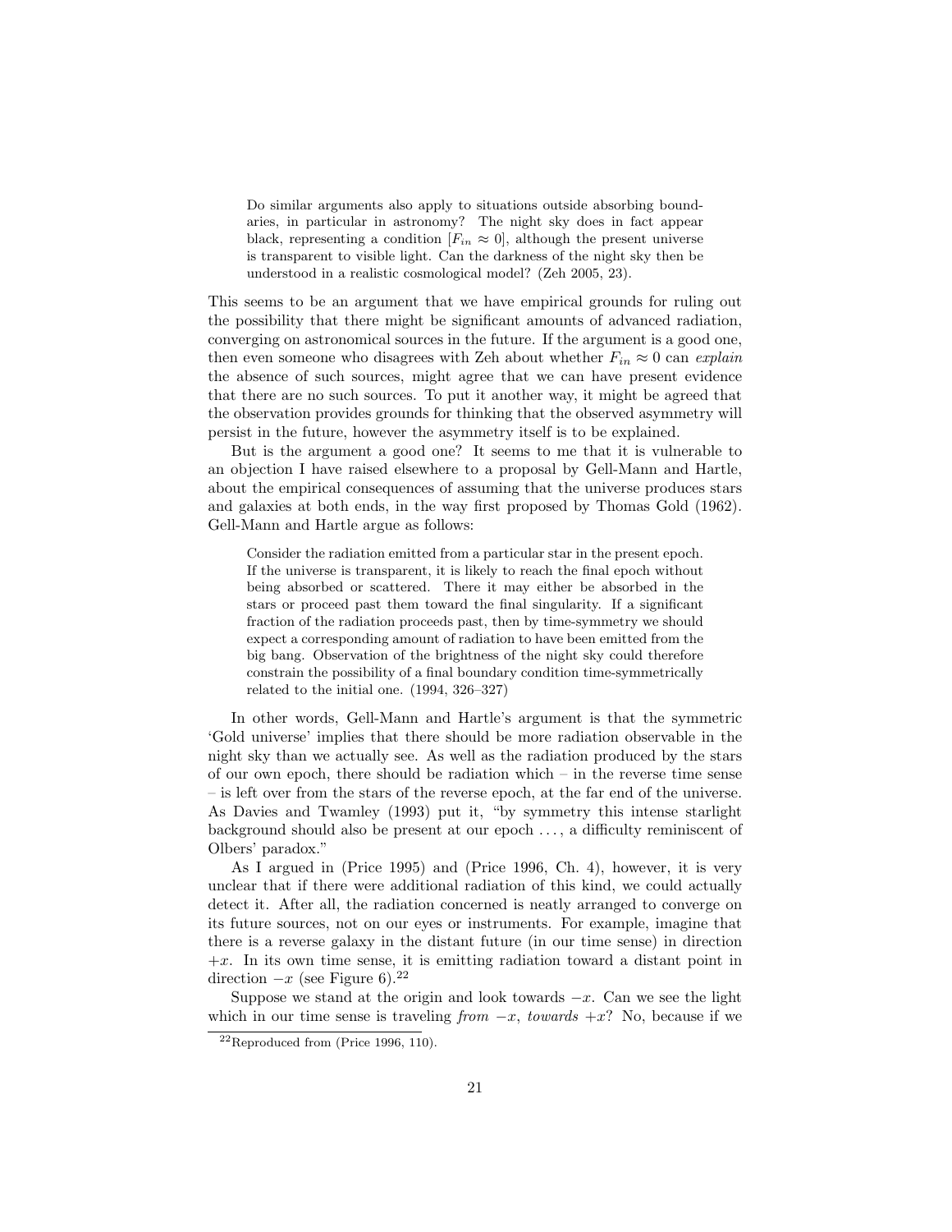> Do similar arguments also apply to situations outside absorbing boundaries, in particular in astronomy? The night sky does in fact appear black, representing a condition [$F_{in} \approx 0$], although the present universe is transparent to visible light. Can the darkness of the night sky then be understood in a realistic cosmological model? (Zeh 2005, 23).

This seems to be an argument that we have empirical grounds for ruling out the possibility that there might be significant amounts of advanced radiation, converging on astronomical sources in the future. If the argument is a good one, then even someone who disagrees with Zeh about whether $F_{in} \approx 0$ can *explain* the absence of such sources, might agree that we can have present evidence that there are no such sources. To put it another way, it might be agreed that the observation provides grounds for thinking that the observed asymmetry will persist in the future, however the asymmetry itself is to be explained.

But is the argument a good one? It seems to me that it is vulnerable to an objection I have raised elsewhere to a proposal by Gell-Mann and Hartle, about the empirical consequences of assuming that the universe produces stars and galaxies at both ends, in the way first proposed by Thomas Gold (1962). Gell-Mann and Hartle argue as follows:

> Consider the radiation emitted from a particular star in the present epoch. If the universe is transparent, it is likely to reach the final epoch without being absorbed or scattered. There it may either be absorbed in the stars or proceed past them toward the final singularity. If a significant fraction of the radiation proceeds past, then by time-symmetry we should expect a corresponding amount of radiation to have been emitted from the big bang. Observation of the brightness of the night sky could therefore constrain the possibility of a final boundary condition time-symmetrically related to the initial one. (1994, 326–327)

In other words, Gell-Mann and Hartle's argument is that the symmetric 'Gold universe' implies that there should be more radiation observable in the night sky than we actually see. As well as the radiation produced by the stars of our own epoch, there should be radiation which – in the reverse time sense – is left over from the stars of the reverse epoch, at the far end of the universe. As Davies and Twamley (1993) put it, "by symmetry this intense starlight background should also be present at our epoch . . . , a difficulty reminiscent of Olbers' paradox."

As I argued in (Price 1995) and (Price 1996, Ch. 4), however, it is very unclear that if there were additional radiation of this kind, we could actually detect it. After all, the radiation concerned is neatly arranged to converge on its future sources, not on our eyes or instruments. For example, imagine that there is a reverse galaxy in the distant future (in our time sense) in direction $+x$. In its own time sense, it is emitting radiation toward a distant point in direction $-x$ (see Figure 6).[22]

Suppose we stand at the origin and look towards $-x$. Can we see the light which in our time sense is traveling *from* $-x$, *towards* $+x$? No, because if we

[22] Reproduced from (Price 1996, 110).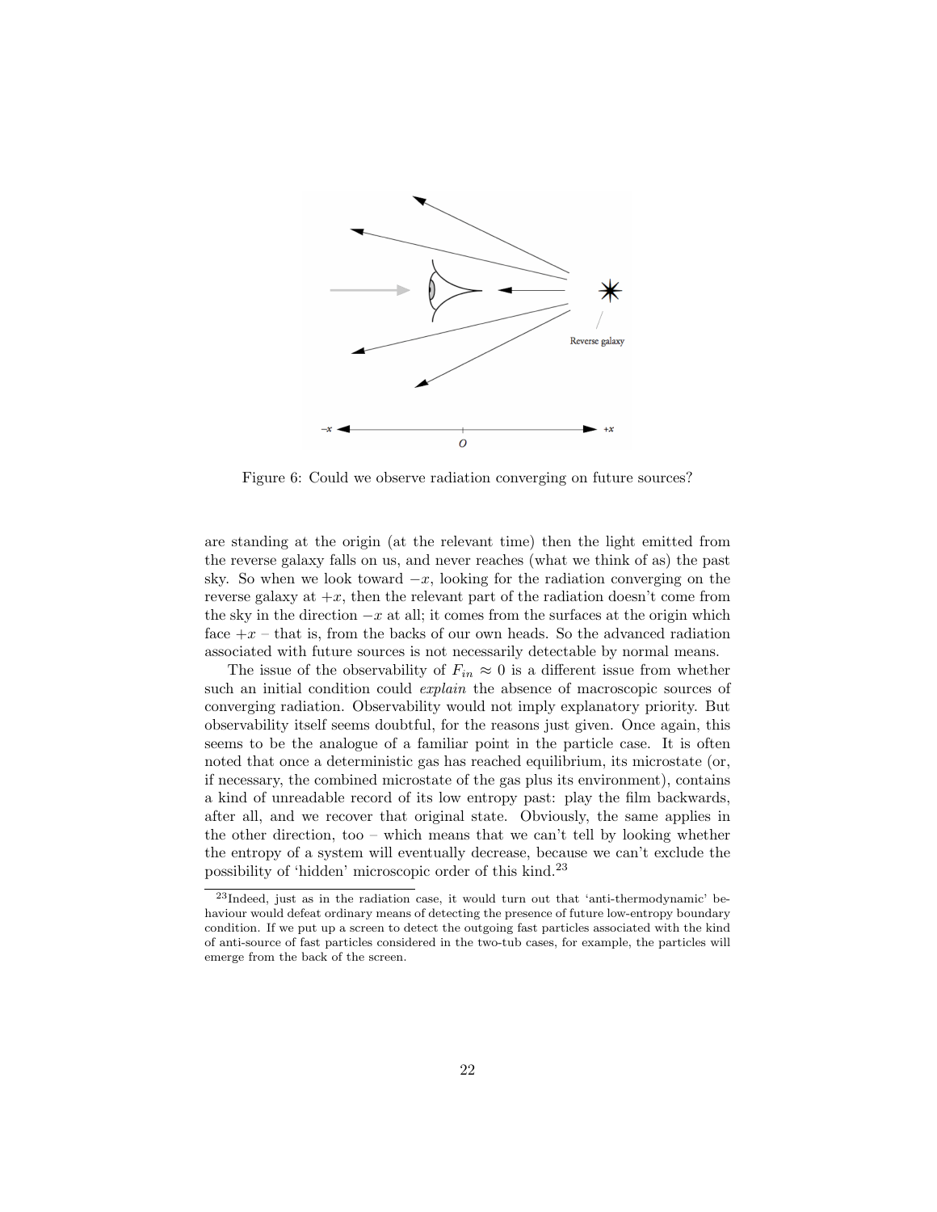Figure 6: Could we observe radiation converging on future sources?

are standing at the origin (at the relevant time) then the light emitted from the reverse galaxy falls on us, and never reaches (what we think of as) the past sky. So when we look toward $-x$, looking for the radiation converging on the reverse galaxy at $+x$, then the relevant part of the radiation doesn't come from the sky in the direction $-x$ at all; it comes from the surfaces at the origin which face $+x$ – that is, from the backs of our own heads. So the advanced radiation associated with future sources is not necessarily detectable by normal means.

The issue of the observability of $F_{in} \approx 0$ is a different issue from whether such an initial condition could *explain* the absence of macroscopic sources of converging radiation. Observability would not imply explanatory priority. But observability itself seems doubtful, for the reasons just given. Once again, this seems to be the analogue of a familiar point in the particle case. It is often noted that once a deterministic gas has reached equilibrium, its microstate (or, if necessary, the combined microstate of the gas plus its environment), contains a kind of unreadable record of its low entropy past: play the film backwards, after all, and we recover that original state. Obviously, the same applies in the other direction, too – which means that we can't tell by looking whether the entropy of a system will eventually decrease, because we can't exclude the possibility of 'hidden' microscopic order of this kind.[23]

[23]Indeed, just as in the radiation case, it would turn out that 'anti-thermodynamic' behaviour would defeat ordinary means of detecting the presence of future low-entropy boundary condition. If we put up a screen to detect the outgoing fast particles associated with the kind of anti-source of fast particles considered in the two-tub cases, for example, the particles will emerge from the back of the screen.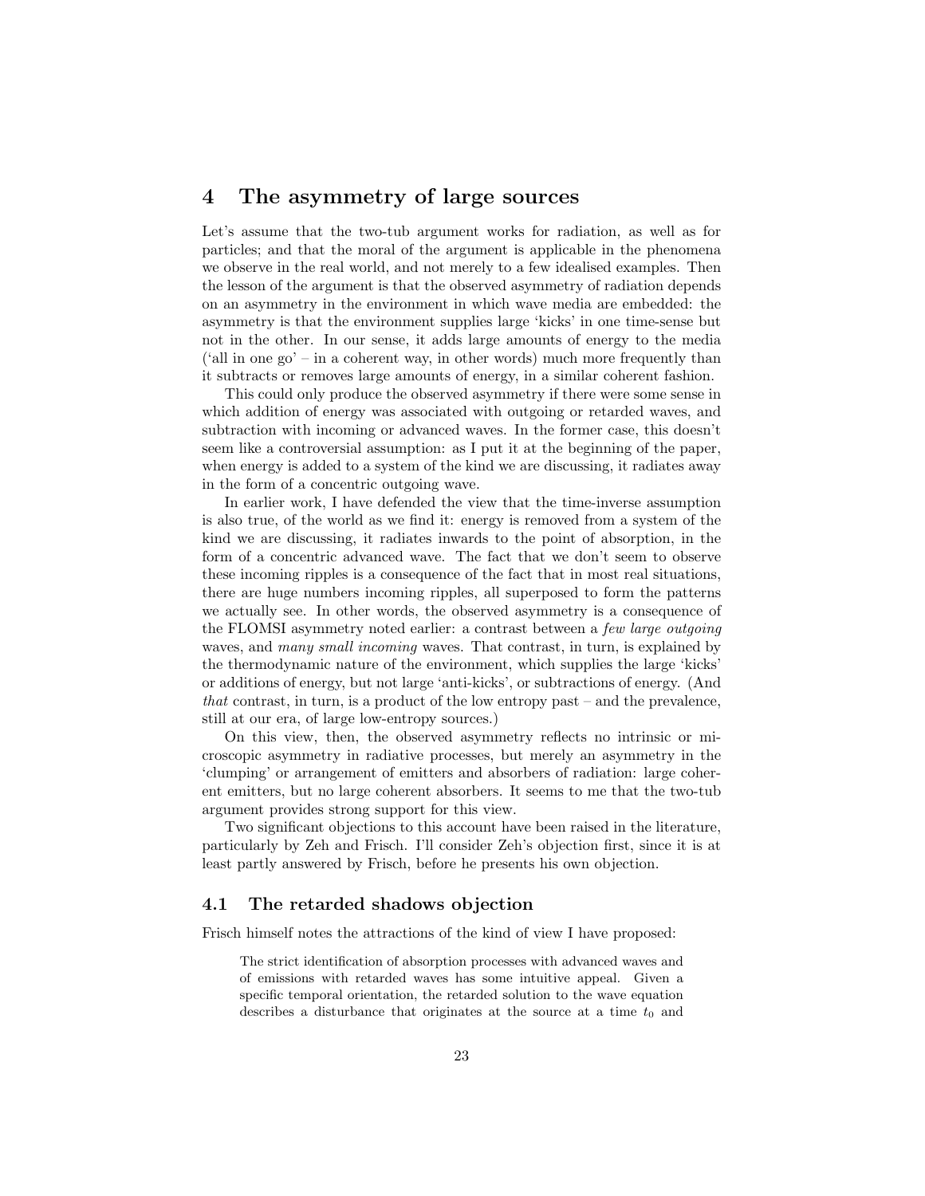## 4 The asymmetry of large sources

Let's assume that the two-tub argument works for radiation, as well as for particles; and that the moral of the argument is applicable in the phenomena we observe in the real world, and not merely to a few idealised examples. Then the lesson of the argument is that the observed asymmetry of radiation depends on an asymmetry in the environment in which wave media are embedded: the asymmetry is that the environment supplies large 'kicks' in one time-sense but not in the other. In our sense, it adds large amounts of energy to the media ('all in one go' – in a coherent way, in other words) much more frequently than it subtracts or removes large amounts of energy, in a similar coherent fashion.

This could only produce the observed asymmetry if there were some sense in which addition of energy was associated with outgoing or retarded waves, and subtraction with incoming or advanced waves. In the former case, this doesn't seem like a controversial assumption: as I put it at the beginning of the paper, when energy is added to a system of the kind we are discussing, it radiates away in the form of a concentric outgoing wave.

In earlier work, I have defended the view that the time-inverse assumption is also true, of the world as we find it: energy is removed from a system of the kind we are discussing, it radiates inwards to the point of absorption, in the form of a concentric advanced wave. The fact that we don't seem to observe these incoming ripples is a consequence of the fact that in most real situations, there are huge numbers incoming ripples, all superposed to form the patterns we actually see. In other words, the observed asymmetry is a consequence of the FLOMSI asymmetry noted earlier: a contrast between a *few large outgoing* waves, and *many small incoming* waves. That contrast, in turn, is explained by the thermodynamic nature of the environment, which supplies the large 'kicks' or additions of energy, but not large 'anti-kicks', or subtractions of energy. (And *that* contrast, in turn, is a product of the low entropy past – and the prevalence, still at our era, of large low-entropy sources.)

On this view, then, the observed asymmetry reflects no intrinsic or microscopic asymmetry in radiative processes, but merely an asymmetry in the 'clumping' or arrangement of emitters and absorbers of radiation: large coherent emitters, but no large coherent absorbers. It seems to me that the two-tub argument provides strong support for this view.

Two significant objections to this account have been raised in the literature, particularly by Zeh and Frisch. I'll consider Zeh's objection first, since it is at least partly answered by Frisch, before he presents his own objection.

### 4.1 The retarded shadows objection

Frisch himself notes the attractions of the kind of view I have proposed:

> The strict identification of absorption processes with advanced waves and of emissions with retarded waves has some intuitive appeal. Given a specific temporal orientation, the retarded solution to the wave equation describes a disturbance that originates at the source at a time $t_0$ and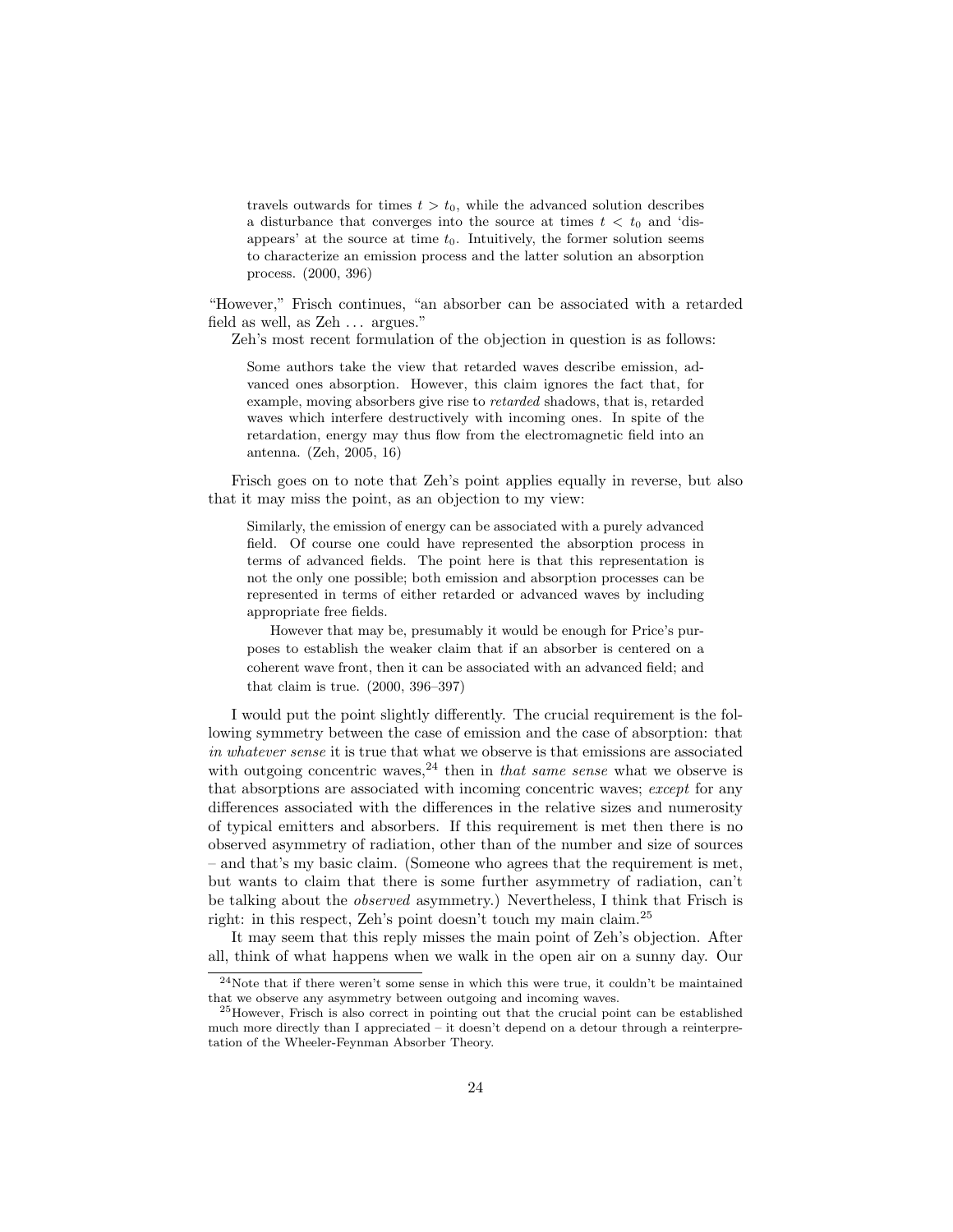> travels outwards for times $t > t_0$, while the advanced solution describes a disturbance that converges into the source at times $t < t_0$ and 'disappears' at the source at time $t_0$. Intuitively, the former solution seems to characterize an emission process and the latter solution an absorption process. (2000, 396)

"However," Frisch continues, "an absorber can be associated with a retarded field as well, as Zeh ... argues."

Zeh's most recent formulation of the objection in question is as follows:

> Some authors take the view that retarded waves describe emission, advanced ones absorption. However, this claim ignores the fact that, for example, moving absorbers give rise to *retarded* shadows, that is, retarded waves which interfere destructively with incoming ones. In spite of the retardation, energy may thus flow from the electromagnetic field into an antenna. (Zeh, 2005, 16)

Frisch goes on to note that Zeh's point applies equally in reverse, but also that it may miss the point, as an objection to my view:

> Similarly, the emission of energy can be associated with a purely advanced field. Of course one could have represented the absorption process in terms of advanced fields. The point here is that this representation is not the only one possible; both emission and absorption processes can be represented in terms of either retarded or advanced waves by including appropriate free fields.
>
> However that may be, presumably it would be enough for Price's purposes to establish the weaker claim that if an absorber is centered on a coherent wave front, then it can be associated with an advanced field; and that claim is true. (2000, 396–397)

I would put the point slightly differently. The crucial requirement is the following symmetry between the case of emission and the case of absorption: that *in whatever sense* it is true that what we observe is that emissions are associated with outgoing concentric waves,[24] then in *that same sense* what we observe is that absorptions are associated with incoming concentric waves; *except* for any differences associated with the differences in the relative sizes and numerosity of typical emitters and absorbers. If this requirement is met then there is no observed asymmetry of radiation, other than of the number and size of sources – and that's my basic claim. (Someone who agrees that the requirement is met, but wants to claim that there is some further asymmetry of radiation, can't be talking about the *observed* asymmetry.) Nevertheless, I think that Frisch is right: in this respect, Zeh's point doesn't touch my main claim.[25]

It may seem that this reply misses the main point of Zeh's objection. After all, think of what happens when we walk in the open air on a sunny day. Our

[24] Note that if there weren't some sense in which this were true, it couldn't be maintained that we observe any asymmetry between outgoing and incoming waves.

[25] However, Frisch is also correct in pointing out that the crucial point can be established much more directly than I appreciated – it doesn't depend on a detour through a reinterpretation of the Wheeler-Feynman Absorber Theory.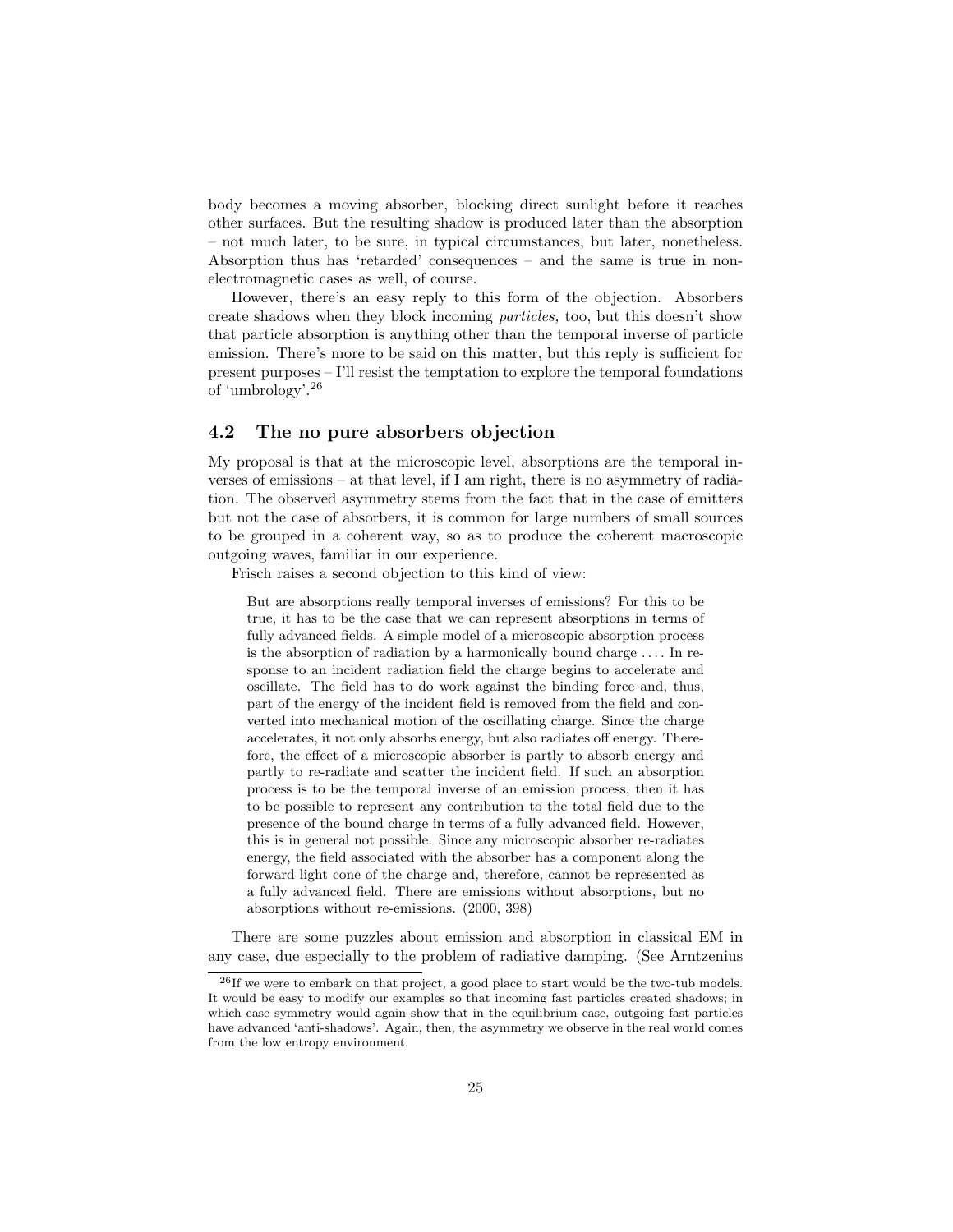body becomes a moving absorber, blocking direct sunlight before it reaches other surfaces. But the resulting shadow is produced later than the absorption – not much later, to be sure, in typical circumstances, but later, nonetheless. Absorption thus has 'retarded' consequences – and the same is true in non-electromagnetic cases as well, of course.

However, there's an easy reply to this form of the objection. Absorbers create shadows when they block incoming *particles,* too, but this doesn't show that particle absorption is anything other than the temporal inverse of particle emission. There's more to be said on this matter, but this reply is sufficient for present purposes – I'll resist the temptation to explore the temporal foundations of 'umbrology'.[26]

### 4.2 The no pure absorbers objection

My proposal is that at the microscopic level, absorptions are the temporal inverses of emissions – at that level, if I am right, there is no asymmetry of radiation. The observed asymmetry stems from the fact that in the case of emitters but not the case of absorbers, it is common for large numbers of small sources to be grouped in a coherent way, so as to produce the coherent macroscopic outgoing waves, familiar in our experience.

Frisch raises a second objection to this kind of view:

> But are absorptions really temporal inverses of emissions? For this to be true, it has to be the case that we can represent absorptions in terms of fully advanced fields. A simple model of a microscopic absorption process is the absorption of radiation by a harmonically bound charge . . . . In response to an incident radiation field the charge begins to accelerate and oscillate. The field has to do work against the binding force and, thus, part of the energy of the incident field is removed from the field and converted into mechanical motion of the oscillating charge. Since the charge accelerates, it not only absorbs energy, but also radiates off energy. Therefore, the effect of a microscopic absorber is partly to absorb energy and partly to re-radiate and scatter the incident field. If such an absorption process is to be the temporal inverse of an emission process, then it has to be possible to represent any contribution to the total field due to the presence of the bound charge in terms of a fully advanced field. However, this is in general not possible. Since any microscopic absorber re-radiates energy, the field associated with the absorber has a component along the forward light cone of the charge and, therefore, cannot be represented as a fully advanced field. There are emissions without absorptions, but no absorptions without re-emissions. (2000, 398)

There are some puzzles about emission and absorption in classical EM in any case, due especially to the problem of radiative damping. (See Arntzenius

[26] If we were to embark on that project, a good place to start would be the two-tub models. It would be easy to modify our examples so that incoming fast particles created shadows; in which case symmetry would again show that in the equilibrium case, outgoing fast particles have advanced 'anti-shadows'. Again, then, the asymmetry we observe in the real world comes from the low entropy environment.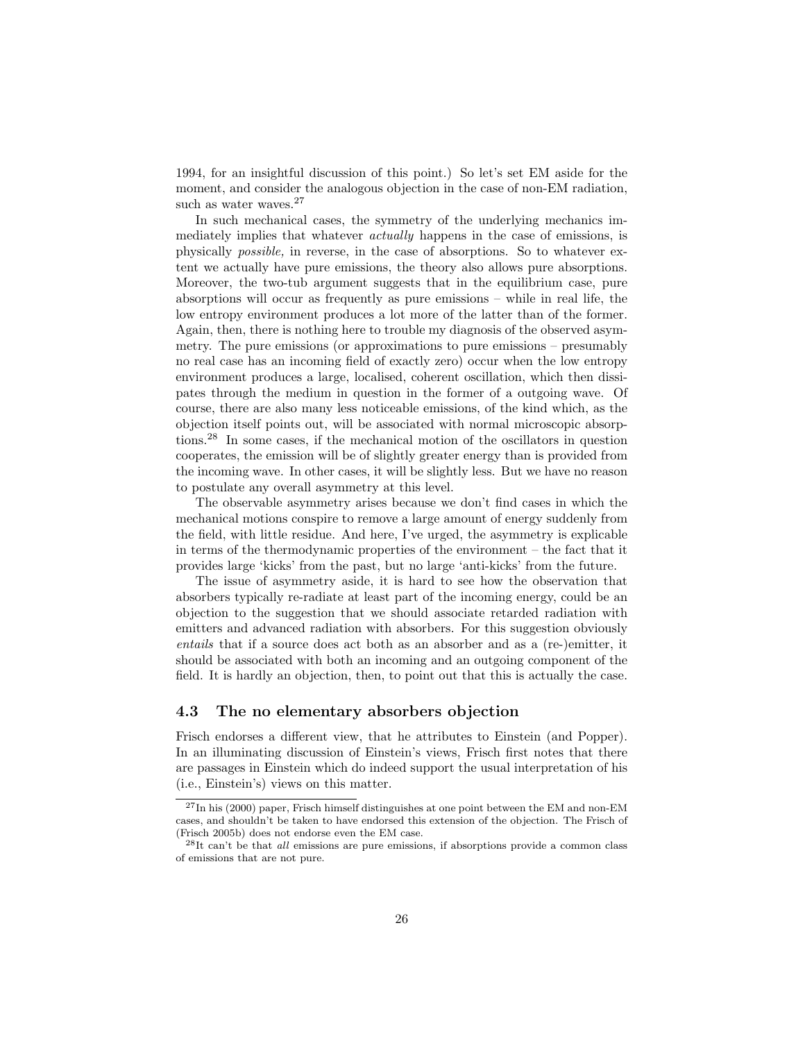1994, for an insightful discussion of this point.) So let's set EM aside for the moment, and consider the analogous objection in the case of non-EM radiation, such as water waves.[27]

In such mechanical cases, the symmetry of the underlying mechanics immediately implies that whatever *actually* happens in the case of emissions, is physically *possible,* in reverse, in the case of absorptions. So to whatever extent we actually have pure emissions, the theory also allows pure absorptions. Moreover, the two-tub argument suggests that in the equilibrium case, pure absorptions will occur as frequently as pure emissions – while in real life, the low entropy environment produces a lot more of the latter than of the former. Again, then, there is nothing here to trouble my diagnosis of the observed asymmetry. The pure emissions (or approximations to pure emissions – presumably no real case has an incoming field of exactly zero) occur when the low entropy environment produces a large, localised, coherent oscillation, which then dissipates through the medium in question in the former of a outgoing wave. Of course, there are also many less noticeable emissions, of the kind which, as the objection itself points out, will be associated with normal microscopic absorptions.[28] In some cases, if the mechanical motion of the oscillators in question cooperates, the emission will be of slightly greater energy than is provided from the incoming wave. In other cases, it will be slightly less. But we have no reason to postulate any overall asymmetry at this level.

The observable asymmetry arises because we don't find cases in which the mechanical motions conspire to remove a large amount of energy suddenly from the field, with little residue. And here, I've urged, the asymmetry is explicable in terms of the thermodynamic properties of the environment – the fact that it provides large 'kicks' from the past, but no large 'anti-kicks' from the future.

The issue of asymmetry aside, it is hard to see how the observation that absorbers typically re-radiate at least part of the incoming energy, could be an objection to the suggestion that we should associate retarded radiation with emitters and advanced radiation with absorbers. For this suggestion obviously *entails* that if a source does act both as an absorber and as a (re-)emitter, it should be associated with both an incoming and an outgoing component of the field. It is hardly an objection, then, to point out that this is actually the case.

### 4.3 The no elementary absorbers objection

Frisch endorses a different view, that he attributes to Einstein (and Popper). In an illuminating discussion of Einstein's views, Frisch first notes that there are passages in Einstein which do indeed support the usual interpretation of his (i.e., Einstein's) views on this matter.

---

[27] In his (2000) paper, Frisch himself distinguishes at one point between the EM and non-EM cases, and shouldn't be taken to have endorsed this extension of the objection. The Frisch of (Frisch 2005b) does not endorse even the EM case.

[28] It can't be that *all* emissions are pure emissions, if absorptions provide a common class of emissions that are not pure.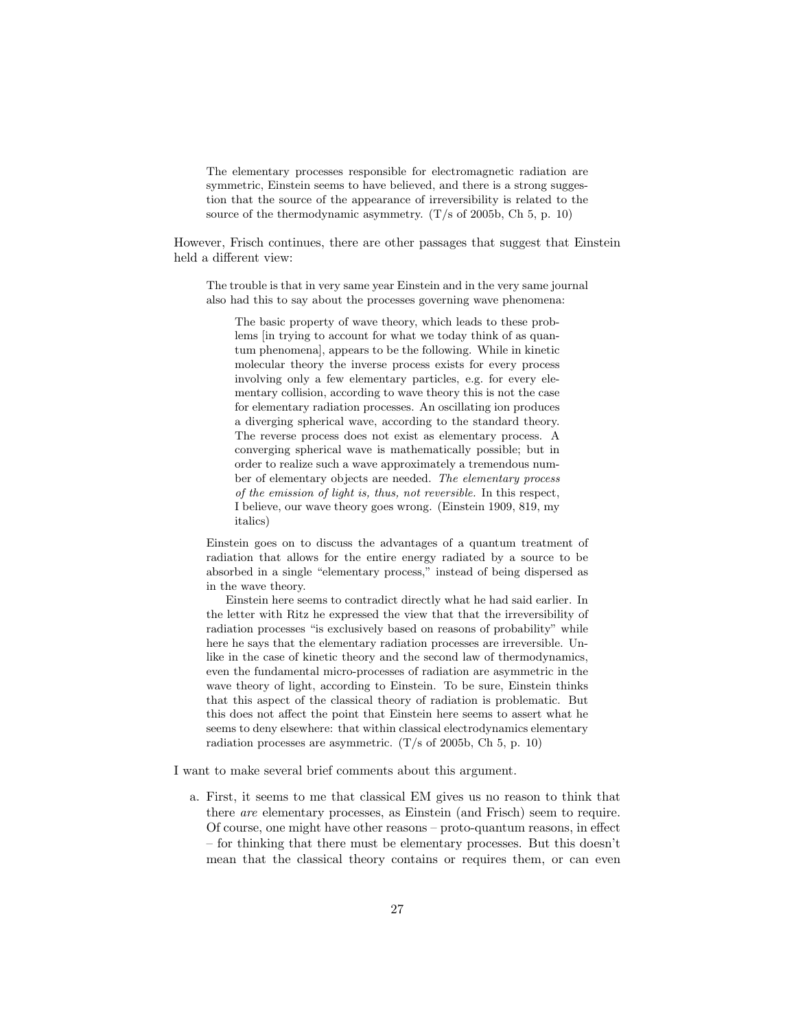> The elementary processes responsible for electromagnetic radiation are symmetric, Einstein seems to have believed, and there is a strong suggestion that the source of the appearance of irreversibility is related to the source of the thermodynamic asymmetry. (T/s of 2005b, Ch 5, p. 10)

However, Frisch continues, there are other passages that suggest that Einstein held a different view:

> The trouble is that in very same year Einstein and in the very same journal also had this to say about the processes governing wave phenomena:
>
>> The basic property of wave theory, which leads to these problems [in trying to account for what we today think of as quantum phenomena], appears to be the following. While in kinetic molecular theory the inverse process exists for every process involving only a few elementary particles, e.g. for every elementary collision, according to wave theory this is not the case for elementary radiation processes. An oscillating ion produces a diverging spherical wave, according to the standard theory. The reverse process does not exist as elementary process. A converging spherical wave is mathematically possible; but in order to realize such a wave approximately a tremendous number of elementary objects are needed. *The elementary process of the emission of light is, thus, not reversible.* In this respect, I believe, our wave theory goes wrong. (Einstein 1909, 819, my italics)
>
> Einstein goes on to discuss the advantages of a quantum treatment of radiation that allows for the entire energy radiated by a source to be absorbed in a single "elementary process," instead of being dispersed as in the wave theory.
>
> Einstein here seems to contradict directly what he had said earlier. In the letter with Ritz he expressed the view that that the irreversibility of radiation processes "is exclusively based on reasons of probability" while here he says that the elementary radiation processes are irreversible. Unlike in the case of kinetic theory and the second law of thermodynamics, even the fundamental micro-processes of radiation are asymmetric in the wave theory of light, according to Einstein. To be sure, Einstein thinks that this aspect of the classical theory of radiation is problematic. But this does not affect the point that Einstein here seems to assert what he seems to deny elsewhere: that within classical electrodynamics elementary radiation processes are asymmetric. (T/s of 2005b, Ch 5, p. 10)

I want to make several brief comments about this argument.

a. First, it seems to me that classical EM gives us no reason to think that there *are* elementary processes, as Einstein (and Frisch) seem to require. Of course, one might have other reasons – proto-quantum reasons, in effect – for thinking that there must be elementary processes. But this doesn't mean that the classical theory contains or requires them, or can even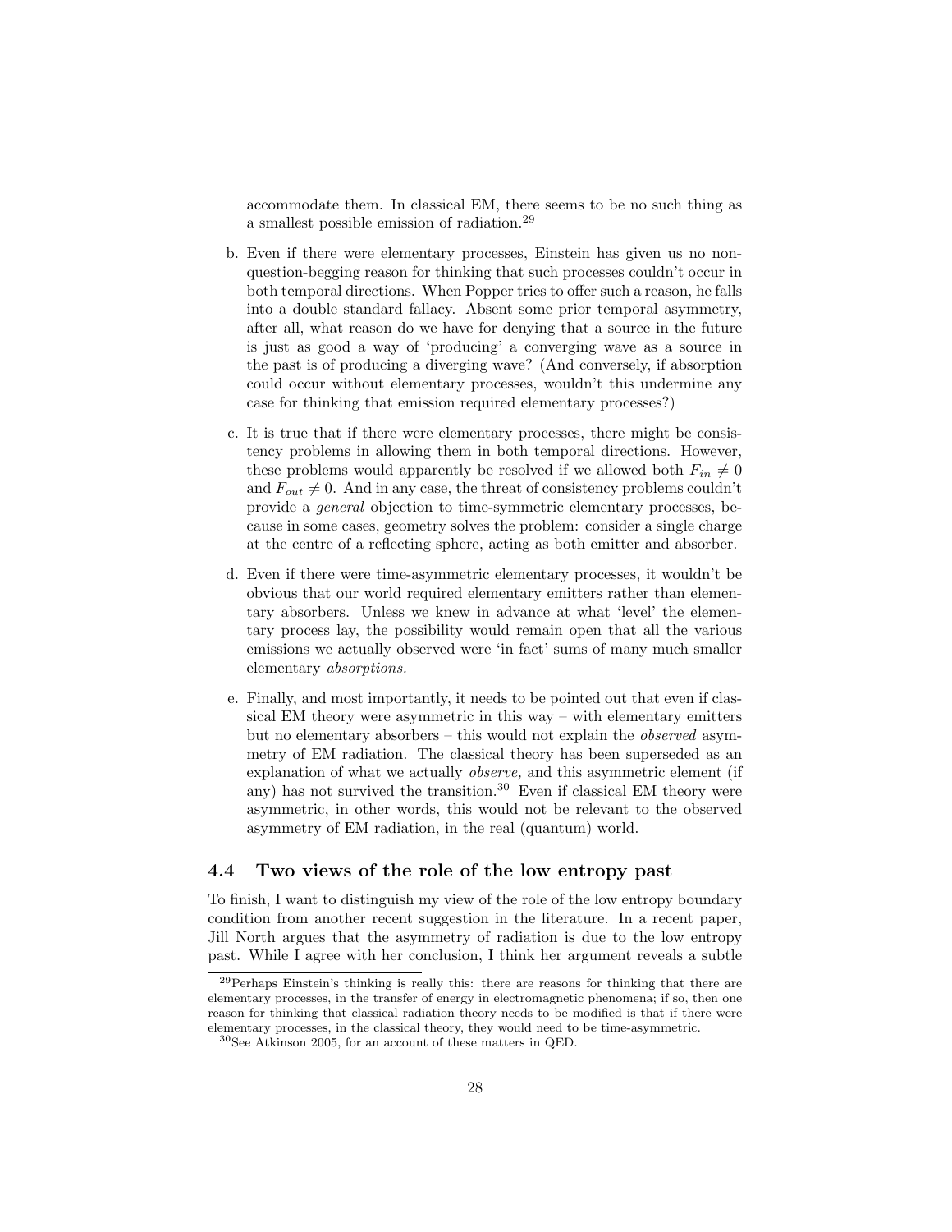accommodate them. In classical EM, there seems to be no such thing as a smallest possible emission of radiation.[29]

b. Even if there were elementary processes, Einstein has given us no non-question-begging reason for thinking that such processes couldn't occur in both temporal directions. When Popper tries to offer such a reason, he falls into a double standard fallacy. Absent some prior temporal asymmetry, after all, what reason do we have for denying that a source in the future is just as good a way of 'producing' a converging wave as a source in the past is of producing a diverging wave? (And conversely, if absorption could occur without elementary processes, wouldn't this undermine any case for thinking that emission required elementary processes?)

c. It is true that if there were elementary processes, there might be consistency problems in allowing them in both temporal directions. However, these problems would apparently be resolved if we allowed both $F_{in} \neq 0$ and $F_{out} \neq 0$. And in any case, the threat of consistency problems couldn't provide a *general* objection to time-symmetric elementary processes, because in some cases, geometry solves the problem: consider a single charge at the centre of a reflecting sphere, acting as both emitter and absorber.

d. Even if there were time-asymmetric elementary processes, it wouldn't be obvious that our world required elementary emitters rather than elementary absorbers. Unless we knew in advance at what 'level' the elementary process lay, the possibility would remain open that all the various emissions we actually observed were 'in fact' sums of many much smaller elementary *absorptions.*

e. Finally, and most importantly, it needs to be pointed out that even if classical EM theory were asymmetric in this way – with elementary emitters but no elementary absorbers – this would not explain the *observed* asymmetry of EM radiation. The classical theory has been superseded as an explanation of what we actually *observe,* and this asymmetric element (if any) has not survived the transition.[30] Even if classical EM theory were asymmetric, in other words, this would not be relevant to the observed asymmetry of EM radiation, in the real (quantum) world.

### 4.4 Two views of the role of the low entropy past

To finish, I want to distinguish my view of the role of the low entropy boundary condition from another recent suggestion in the literature. In a recent paper, Jill North argues that the asymmetry of radiation is due to the low entropy past. While I agree with her conclusion, I think her argument reveals a subtle

---

[29] Perhaps Einstein's thinking is really this: there are reasons for thinking that there are elementary processes, in the transfer of energy in electromagnetic phenomena; if so, then one reason for thinking that classical radiation theory needs to be modified is that if there were elementary processes, in the classical theory, they would need to be time-asymmetric.

[30] See Atkinson 2005, for an account of these matters in QED.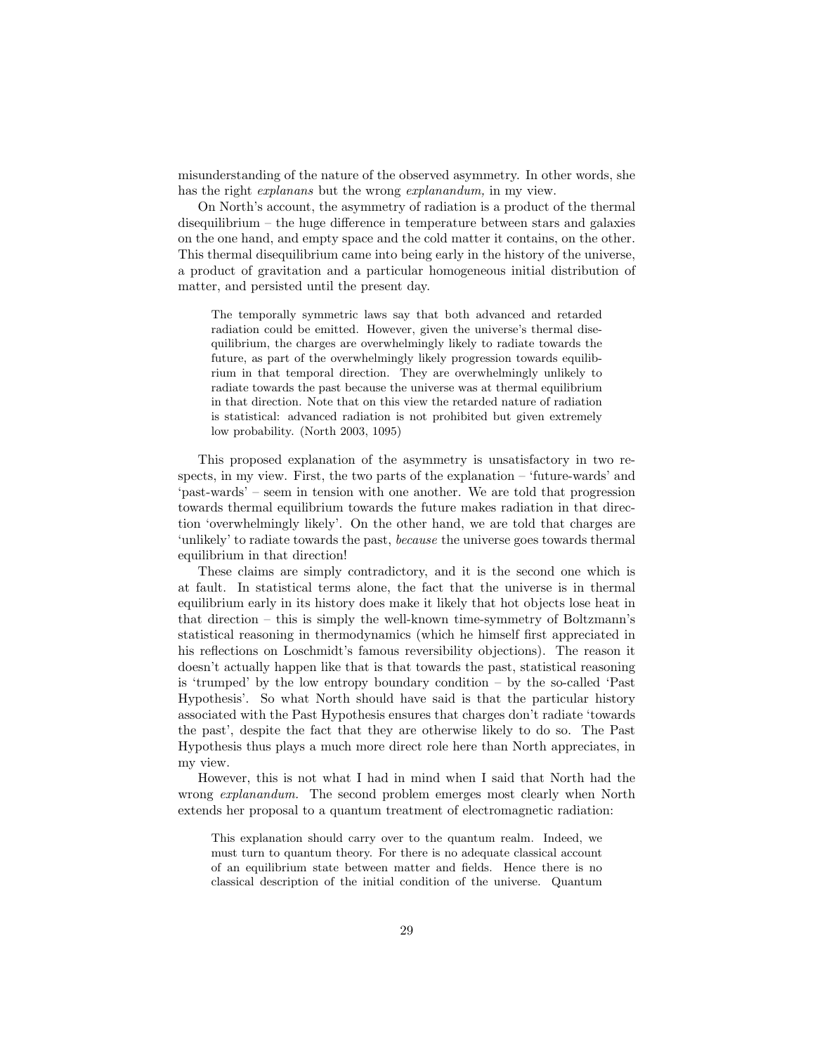misunderstanding of the nature of the observed asymmetry. In other words, she has the right *explanans* but the wrong *explanandum,* in my view.

On North's account, the asymmetry of radiation is a product of the thermal disequilibrium – the huge difference in temperature between stars and galaxies on the one hand, and empty space and the cold matter it contains, on the other. This thermal disequilibrium came into being early in the history of the universe, a product of gravitation and a particular homogeneous initial distribution of matter, and persisted until the present day.

> The temporally symmetric laws say that both advanced and retarded radiation could be emitted. However, given the universe's thermal disequilibrium, the charges are overwhelmingly likely to radiate towards the future, as part of the overwhelmingly likely progression towards equilibrium in that temporal direction. They are overwhelmingly unlikely to radiate towards the past because the universe was at thermal equilibrium in that direction. Note that on this view the retarded nature of radiation is statistical: advanced radiation is not prohibited but given extremely low probability. (North 2003, 1095)

This proposed explanation of the asymmetry is unsatisfactory in two respects, in my view. First, the two parts of the explanation – 'future-wards' and 'past-wards' – seem in tension with one another. We are told that progression towards thermal equilibrium towards the future makes radiation in that direction 'overwhelmingly likely'. On the other hand, we are told that charges are 'unlikely' to radiate towards the past, *because* the universe goes towards thermal equilibrium in that direction!

These claims are simply contradictory, and it is the second one which is at fault. In statistical terms alone, the fact that the universe is in thermal equilibrium early in its history does make it likely that hot objects lose heat in that direction – this is simply the well-known time-symmetry of Boltzmann's statistical reasoning in thermodynamics (which he himself first appreciated in his reflections on Loschmidt's famous reversibility objections). The reason it doesn't actually happen like that is that towards the past, statistical reasoning is 'trumped' by the low entropy boundary condition – by the so-called 'Past Hypothesis'. So what North should have said is that the particular history associated with the Past Hypothesis ensures that charges don't radiate 'towards the past', despite the fact that they are otherwise likely to do so. The Past Hypothesis thus plays a much more direct role here than North appreciates, in my view.

However, this is not what I had in mind when I said that North had the wrong *explanandum.* The second problem emerges most clearly when North extends her proposal to a quantum treatment of electromagnetic radiation:

> This explanation should carry over to the quantum realm. Indeed, we must turn to quantum theory. For there is no adequate classical account of an equilibrium state between matter and fields. Hence there is no classical description of the initial condition of the universe. Quantum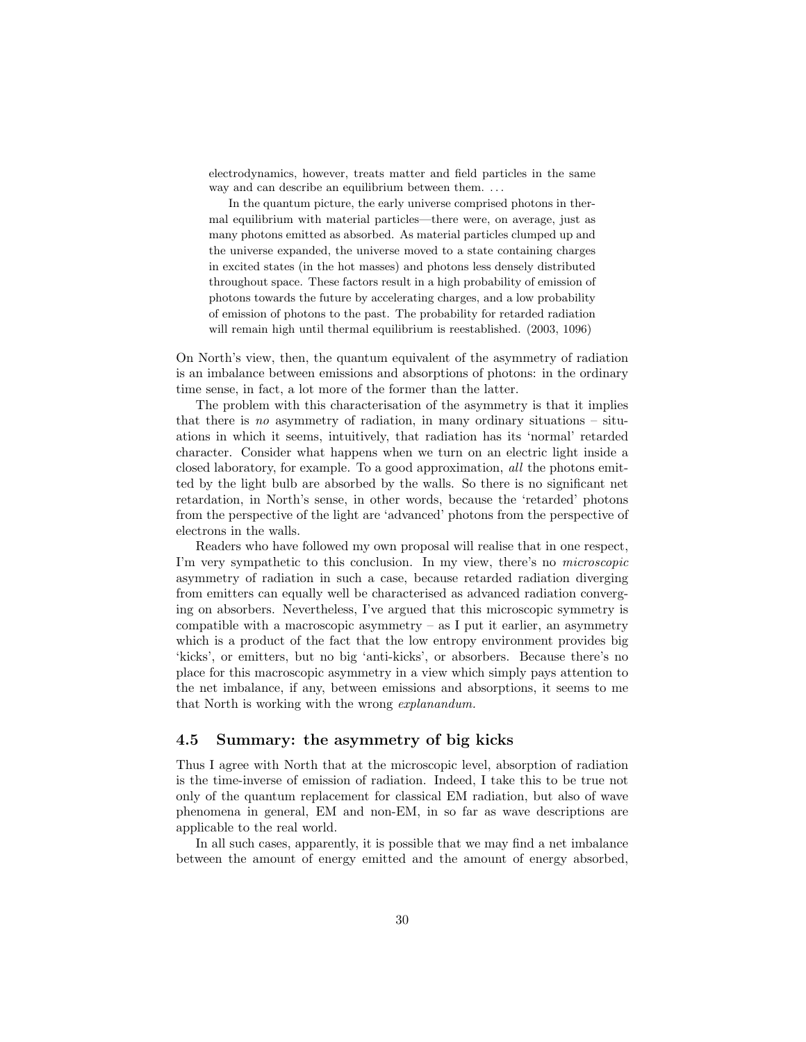> electrodynamics, however, treats matter and field particles in the same way and can describe an equilibrium between them. ...
>
> In the quantum picture, the early universe comprised photons in thermal equilibrium with material particles—there were, on average, just as many photons emitted as absorbed. As material particles clumped up and the universe expanded, the universe moved to a state containing charges in excited states (in the hot masses) and photons less densely distributed throughout space. These factors result in a high probability of emission of photons towards the future by accelerating charges, and a low probability of emission of photons to the past. The probability for retarded radiation will remain high until thermal equilibrium is reestablished. (2003, 1096)

On North's view, then, the quantum equivalent of the asymmetry of radiation is an imbalance between emissions and absorptions of photons: in the ordinary time sense, in fact, a lot more of the former than the latter.

The problem with this characterisation of the asymmetry is that it implies that there is *no* asymmetry of radiation, in many ordinary situations – situations in which it seems, intuitively, that radiation has its 'normal' retarded character. Consider what happens when we turn on an electric light inside a closed laboratory, for example. To a good approximation, *all* the photons emitted by the light bulb are absorbed by the walls. So there is no significant net retardation, in North's sense, in other words, because the 'retarded' photons from the perspective of the light are 'advanced' photons from the perspective of electrons in the walls.

Readers who have followed my own proposal will realise that in one respect, I'm very sympathetic to this conclusion. In my view, there's no *microscopic* asymmetry of radiation in such a case, because retarded radiation diverging from emitters can equally well be characterised as advanced radiation converging on absorbers. Nevertheless, I've argued that this microscopic symmetry is compatible with a macroscopic asymmetry – as I put it earlier, an asymmetry which is a product of the fact that the low entropy environment provides big 'kicks', or emitters, but no big 'anti-kicks', or absorbers. Because there's no place for this macroscopic asymmetry in a view which simply pays attention to the net imbalance, if any, between emissions and absorptions, it seems to me that North is working with the wrong *explanandum*.

## 4.5 Summary: the asymmetry of big kicks

Thus I agree with North that at the microscopic level, absorption of radiation is the time-inverse of emission of radiation. Indeed, I take this to be true not only of the quantum replacement for classical EM radiation, but also of wave phenomena in general, EM and non-EM, in so far as wave descriptions are applicable to the real world.

In all such cases, apparently, it is possible that we may find a net imbalance between the amount of energy emitted and the amount of energy absorbed,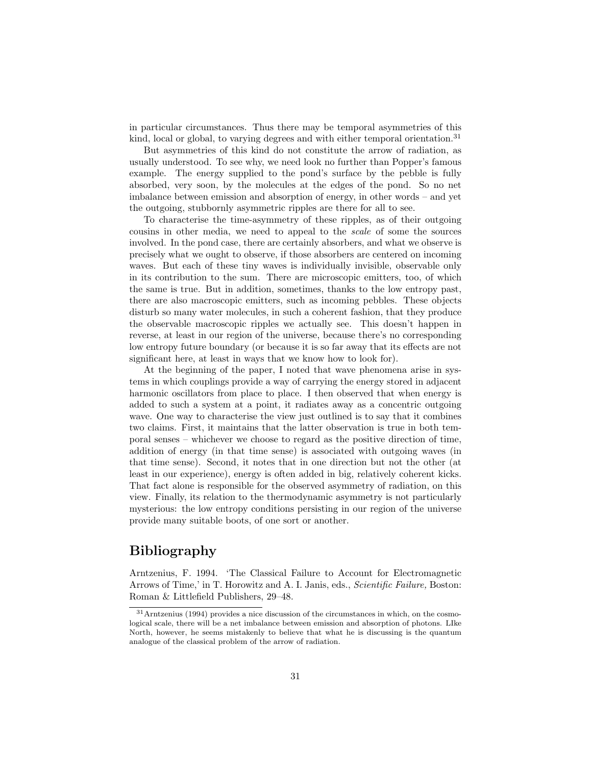in particular circumstances. Thus there may be temporal asymmetries of this kind, local or global, to varying degrees and with either temporal orientation.[31]

But asymmetries of this kind do not constitute the arrow of radiation, as usually understood. To see why, we need look no further than Popper's famous example. The energy supplied to the pond's surface by the pebble is fully absorbed, very soon, by the molecules at the edges of the pond. So no net imbalance between emission and absorption of energy, in other words – and yet the outgoing, stubbornly asymmetric ripples are there for all to see.

To characterise the time-asymmetry of these ripples, as of their outgoing cousins in other media, we need to appeal to the *scale* of some the sources involved. In the pond case, there are certainly absorbers, and what we observe is precisely what we ought to observe, if those absorbers are centered on incoming waves. But each of these tiny waves is individually invisible, observable only in its contribution to the sum. There are microscopic emitters, too, of which the same is true. But in addition, sometimes, thanks to the low entropy past, there are also macroscopic emitters, such as incoming pebbles. These objects disturb so many water molecules, in such a coherent fashion, that they produce the observable macroscopic ripples we actually see. This doesn't happen in reverse, at least in our region of the universe, because there's no corresponding low entropy future boundary (or because it is so far away that its effects are not significant here, at least in ways that we know how to look for).

At the beginning of the paper, I noted that wave phenomena arise in systems in which couplings provide a way of carrying the energy stored in adjacent harmonic oscillators from place to place. I then observed that when energy is added to such a system at a point, it radiates away as a concentric outgoing wave. One way to characterise the view just outlined is to say that it combines two claims. First, it maintains that the latter observation is true in both temporal senses – whichever we choose to regard as the positive direction of time, addition of energy (in that time sense) is associated with outgoing waves (in that time sense). Second, it notes that in one direction but not the other (at least in our experience), energy is often added in big, relatively coherent kicks. That fact alone is responsible for the observed asymmetry of radiation, on this view. Finally, its relation to the thermodynamic asymmetry is not particularly mysterious: the low entropy conditions persisting in our region of the universe provide many suitable boots, of one sort or another.

## Bibliography

Arntzenius, F. 1994. 'The Classical Failure to Account for Electromagnetic Arrows of Time,' in T. Horowitz and A. I. Janis, eds., *Scientific Failure,* Boston: Roman & Littlefield Publishers, 29–48.

[31] Arntzenius (1994) provides a nice discussion of the circumstances in which, on the cosmological scale, there will be a net imbalance between emission and absorption of photons. LIke North, however, he seems mistakenly to believe that what he is discussing is the quantum analogue of the classical problem of the arrow of radiation.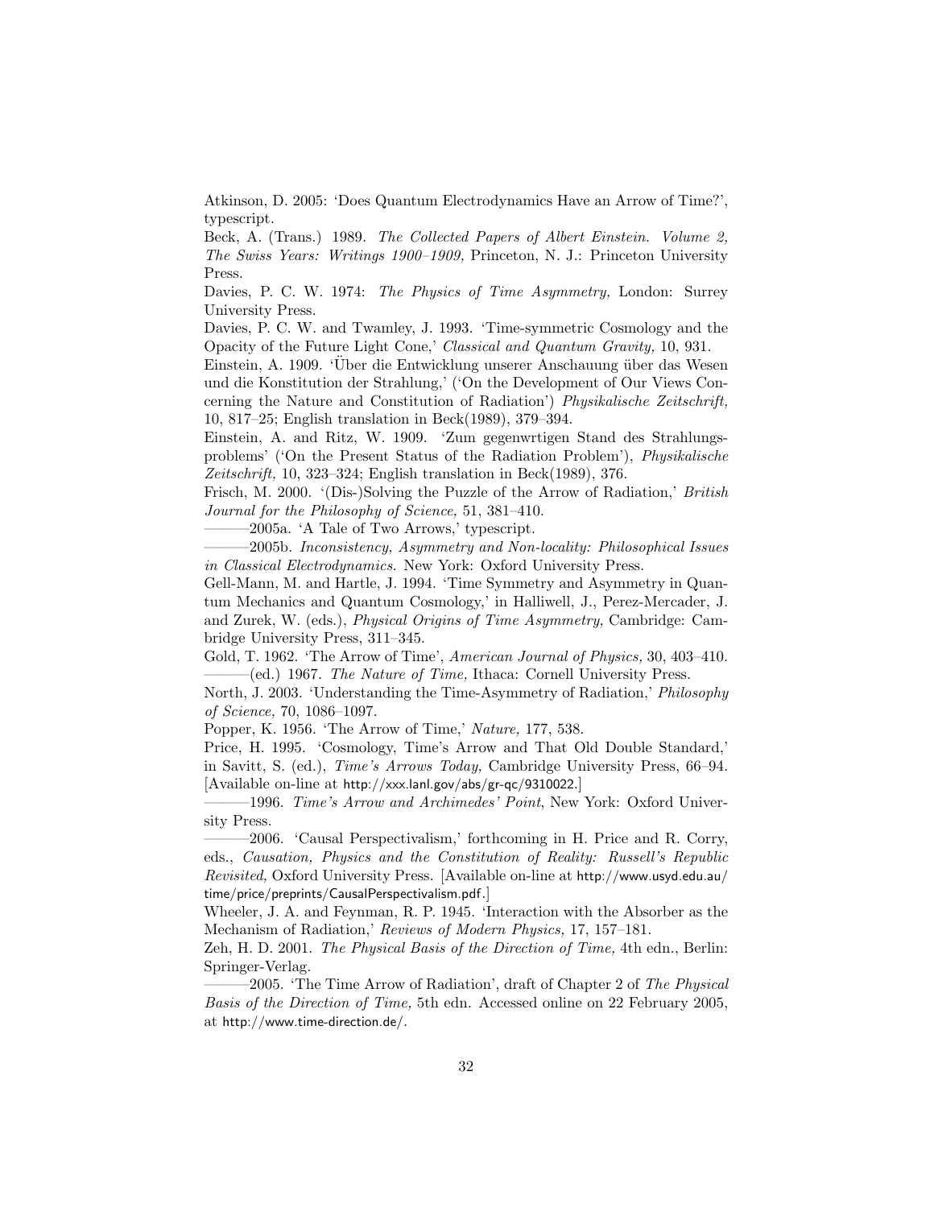Atkinson, D. 2005: 'Does Quantum Electrodynamics Have an Arrow of Time?', typescript.

Beck, A. (Trans.) 1989. *The Collected Papers of Albert Einstein. Volume 2, The Swiss Years: Writings 1900–1909,* Princeton, N. J.: Princeton University Press.

Davies, P. C. W. 1974: *The Physics of Time Asymmetry,* London: Surrey University Press.

Davies, P. C. W. and Twamley, J. 1993. 'Time-symmetric Cosmology and the Opacity of the Future Light Cone,' *Classical and Quantum Gravity,* 10, 931.

Einstein, A. 1909. 'Über die Entwicklung unserer Anschauung über das Wesen und die Konstitution der Strahlung,' ('On the Development of Our Views Concerning the Nature and Constitution of Radiation') *Physikalische Zeitschrift,* 10, 817–25; English translation in Beck(1989), 379–394.

Einstein, A. and Ritz, W. 1909. 'Zum gegenwrtigen Stand des Strahlungsproblems' ('On the Present Status of the Radiation Problem'), *Physikalische Zeitschrift,* 10, 323–324; English translation in Beck(1989), 376.

Frisch, M. 2000. '(Dis-)Solving the Puzzle of the Arrow of Radiation,' *British Journal for the Philosophy of Science,* 51, 381–410.

———2005a. 'A Tale of Two Arrows,' typescript.

———2005b. *Inconsistency, Asymmetry and Non-locality: Philosophical Issues in Classical Electrodynamics.* New York: Oxford University Press.

Gell-Mann, M. and Hartle, J. 1994. 'Time Symmetry and Asymmetry in Quantum Mechanics and Quantum Cosmology,' in Halliwell, J., Perez-Mercader, J. and Zurek, W. (eds.), *Physical Origins of Time Asymmetry,* Cambridge: Cambridge University Press, 311–345.

Gold, T. 1962. 'The Arrow of Time', *American Journal of Physics,* 30, 403–410.

———(ed.) 1967. *The Nature of Time,* Ithaca: Cornell University Press.

North, J. 2003. 'Understanding the Time-Asymmetry of Radiation,' *Philosophy of Science,* 70, 1086–1097.

Popper, K. 1956. 'The Arrow of Time,' *Nature,* 177, 538.

Price, H. 1995. 'Cosmology, Time's Arrow and That Old Double Standard,' in Savitt, S. (ed.), *Time's Arrows Today,* Cambridge University Press, 66–94. [Available on-line at http://xxx.lanl.gov/abs/gr-qc/9310022.]

———1996. *Time's Arrow and Archimedes' Point*, New York: Oxford University Press.

———2006. 'Causal Perspectivalism,' forthcoming in H. Price and R. Corry, eds., *Causation, Physics and the Constitution of Reality: Russell's Republic Revisited,* Oxford University Press. [Available on-line at http://www.usyd.edu.au/time/price/preprints/CausalPerspectivalism.pdf.]

Wheeler, J. A. and Feynman, R. P. 1945. 'Interaction with the Absorber as the Mechanism of Radiation,' *Reviews of Modern Physics,* 17, 157–181.

Zeh, H. D. 2001. *The Physical Basis of the Direction of Time,* 4th edn., Berlin: Springer-Verlag.

———2005. 'The Time Arrow of Radiation', draft of Chapter 2 of *The Physical Basis of the Direction of Time,* 5th edn. Accessed online on 22 February 2005, at http://www.time-direction.de/.